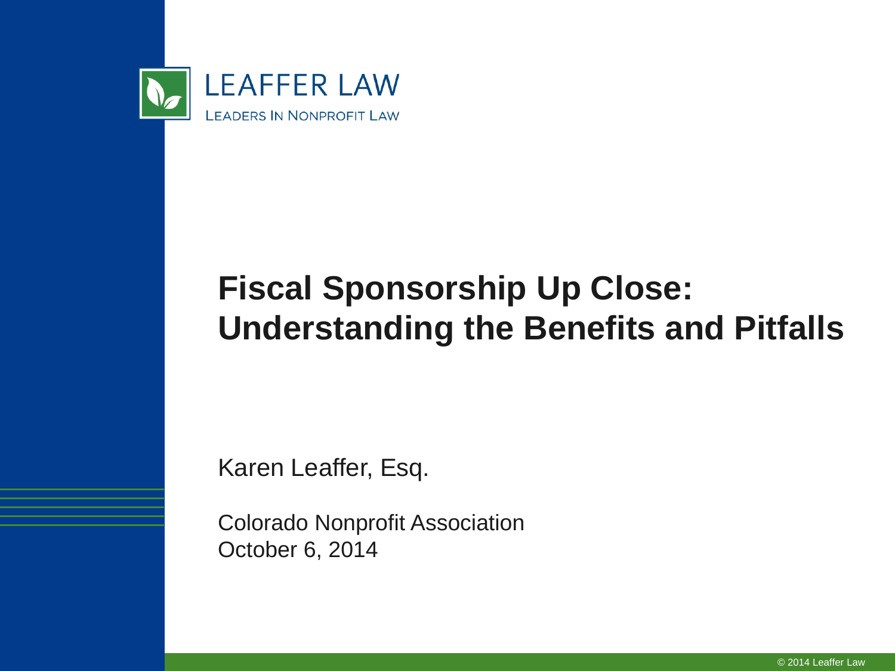LEAFFER LAW

LEADERS IN NONPROFIT LAW

# Fiscal Sponsorship Up Close: Understanding the Benefits and Pitfalls

Karen Leaffer, Esq.

Colorado Nonprofit Association
October 6, 2014

© 2014 Leaffer Law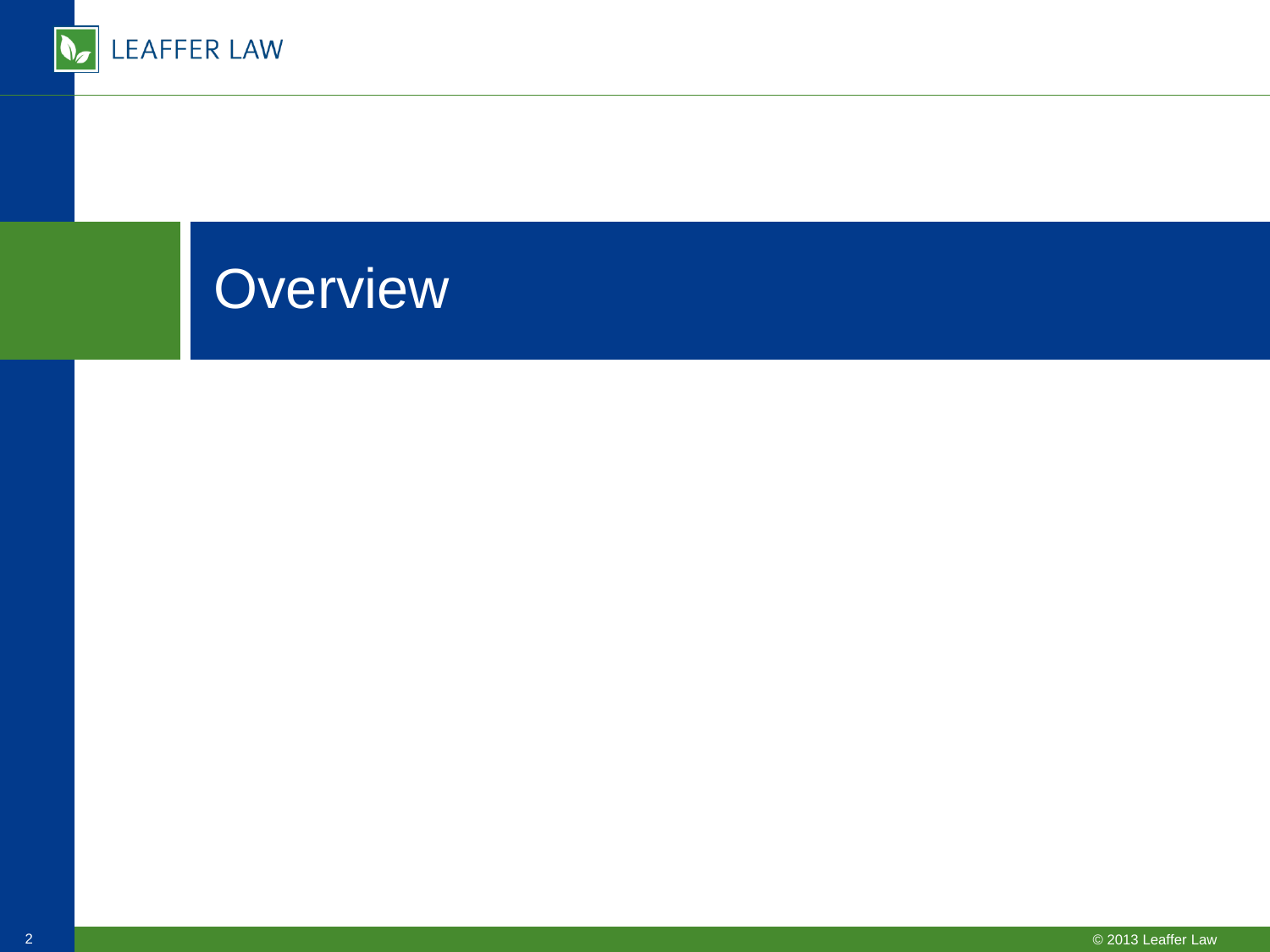# Overview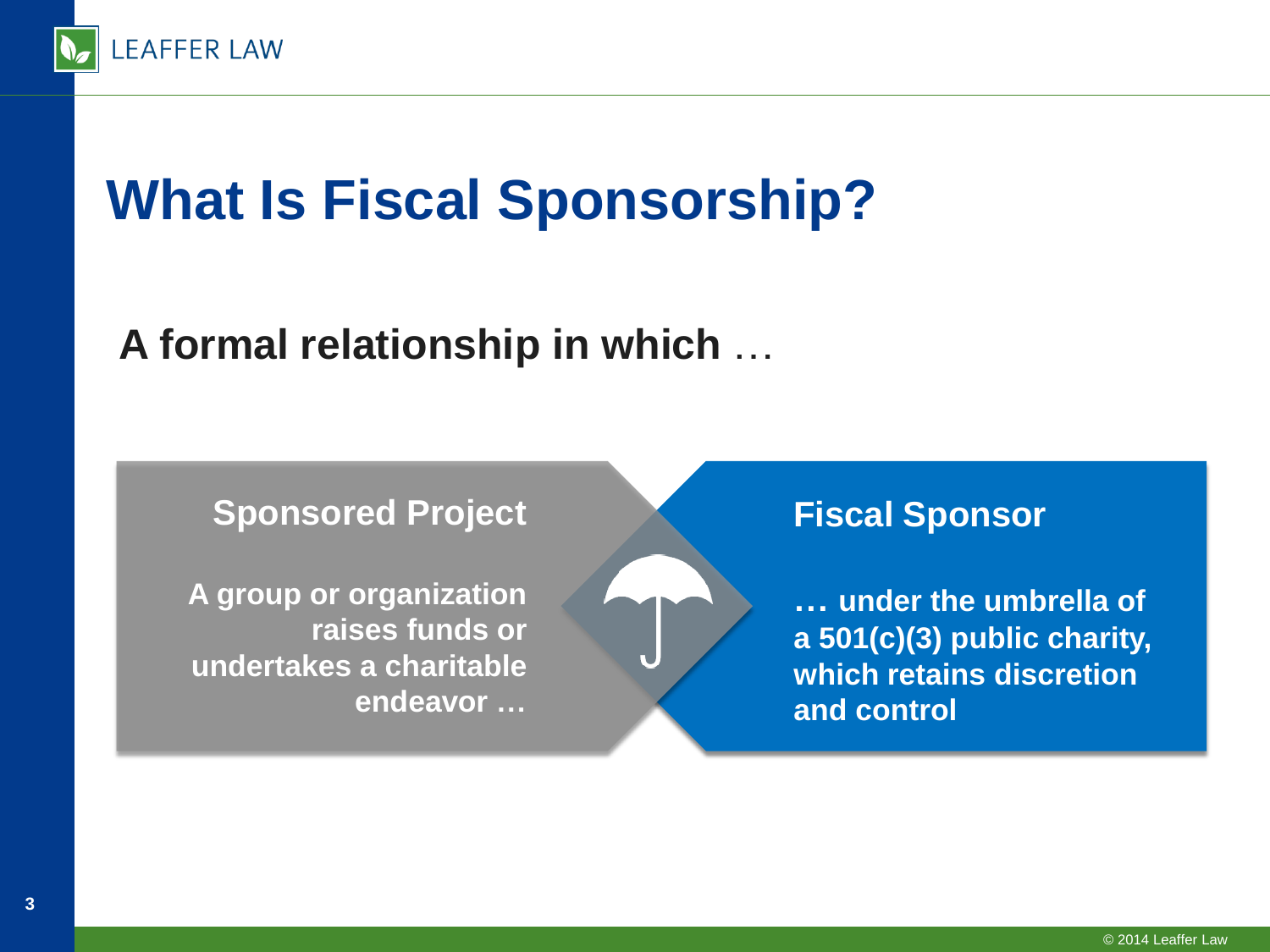# What Is Fiscal Sponsorship?

**A formal relationship in which** …

**Sponsored Project**

**A group or organization raises funds or undertakes a charitable endeavor …**

**Fiscal Sponsor**

**… under the umbrella of a 501(c)(3) public charity, which retains discretion and control**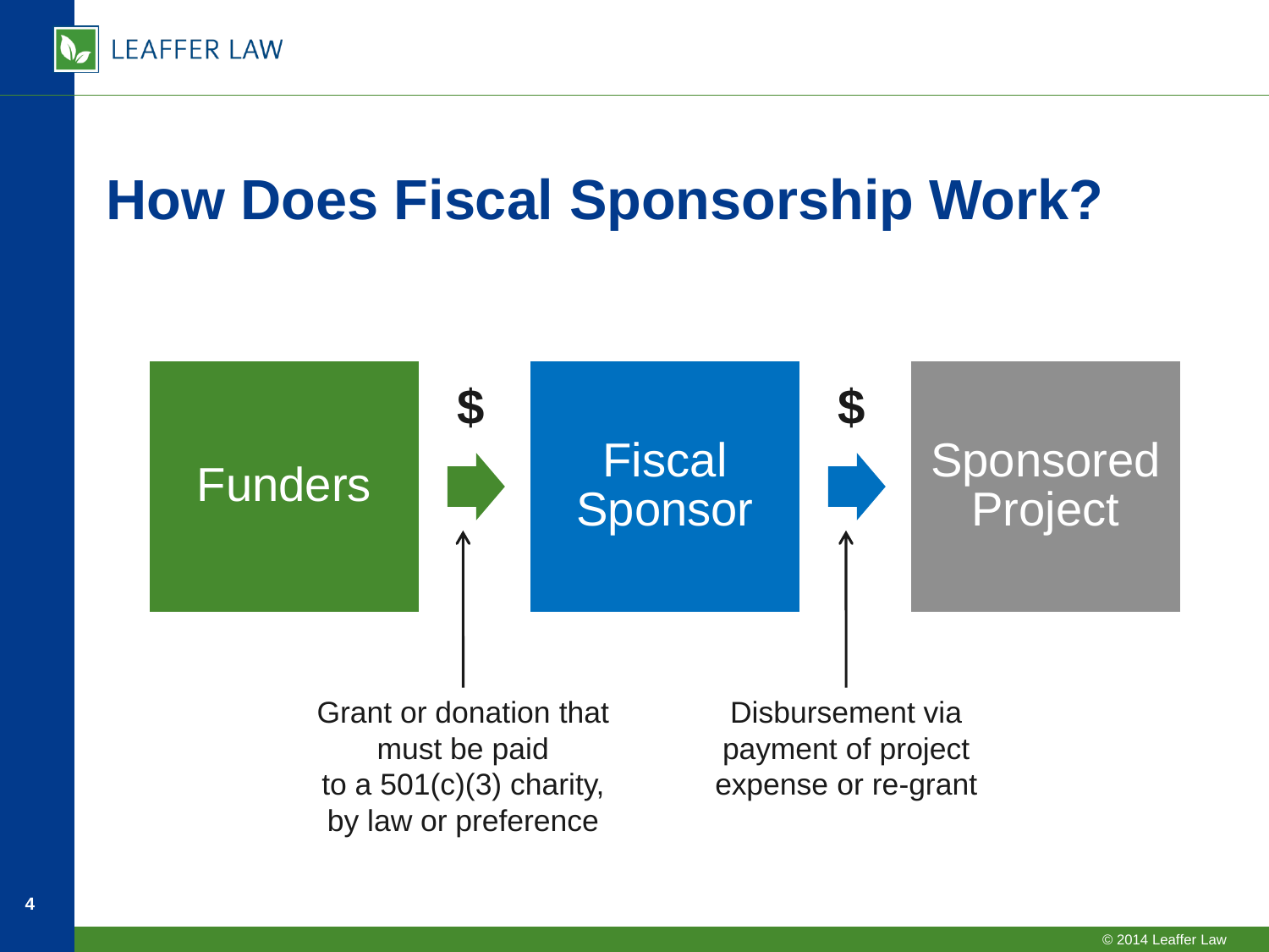# How Does Fiscal Sponsorship Work?

Funders → $ → Fiscal Sponsor → $ → Sponsored Project

Grant or donation that must be paid to a 501(c)(3) charity, by law or preference

Disbursement via payment of project expense or re-grant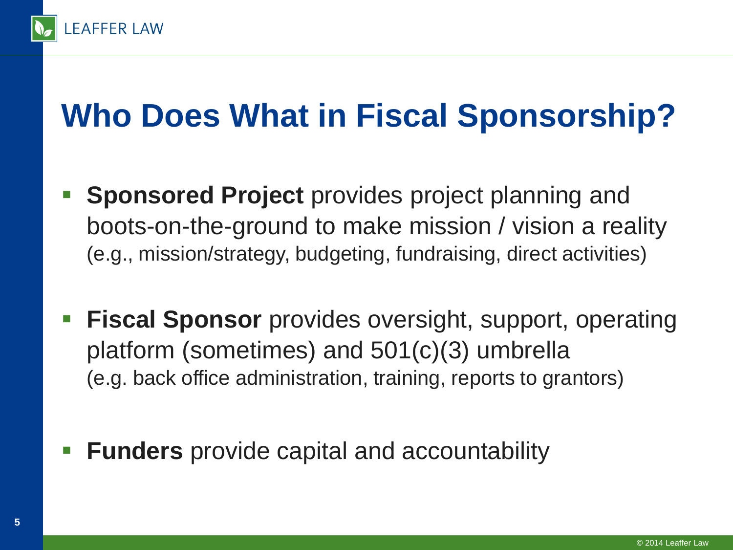# Who Does What in Fiscal Sponsorship?

- **Sponsored Project** provides project planning and boots-on-the-ground to make mission / vision a reality (e.g., mission/strategy, budgeting, fundraising, direct activities)

- **Fiscal Sponsor** provides oversight, support, operating platform (sometimes) and 501(c)(3) umbrella (e.g. back office administration, training, reports to grantors)

- **Funders** provide capital and accountability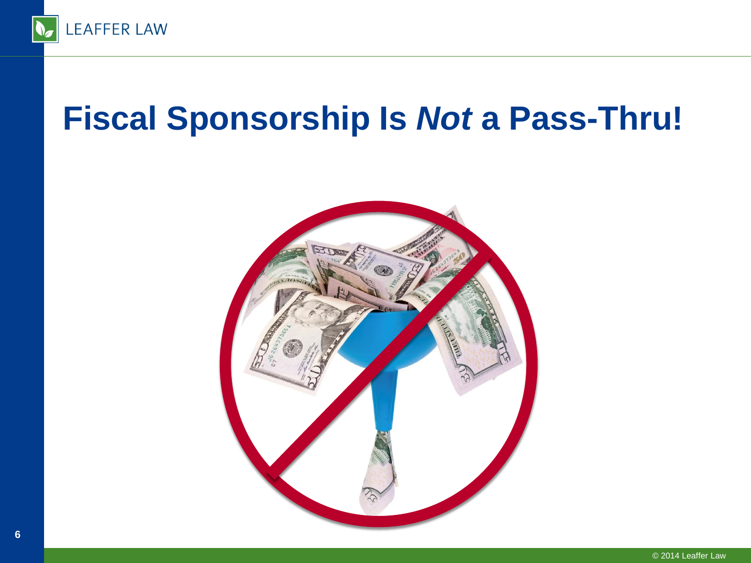# Fiscal Sponsorship Is *Not* a Pass-Thru!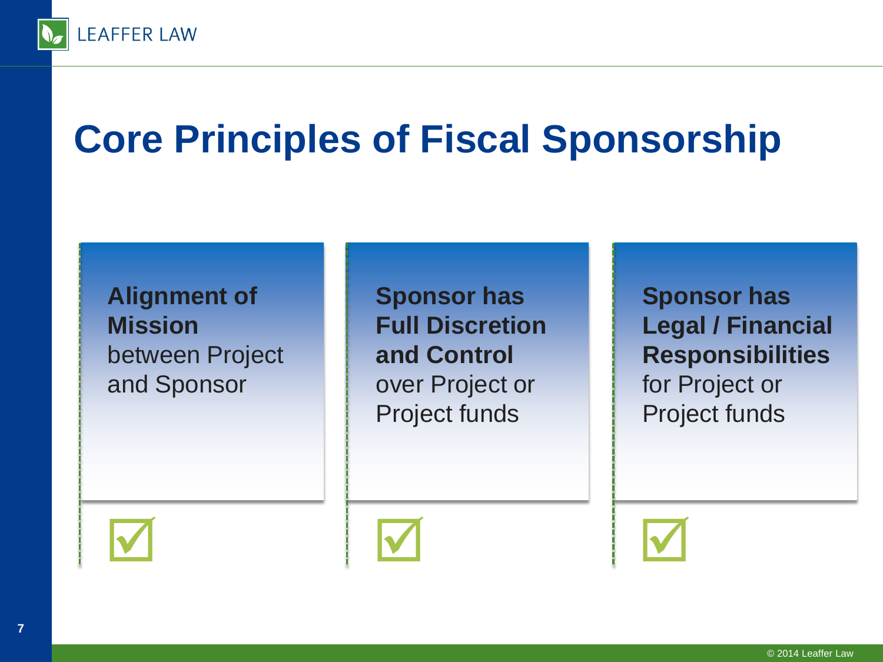# Core Principles of Fiscal Sponsorship

- **Alignment of Mission** between Project and Sponsor ☑
- **Sponsor has Full Discretion and Control** over Project or Project funds ☑
- **Sponsor has Legal / Financial Responsibilities** for Project or Project funds ☑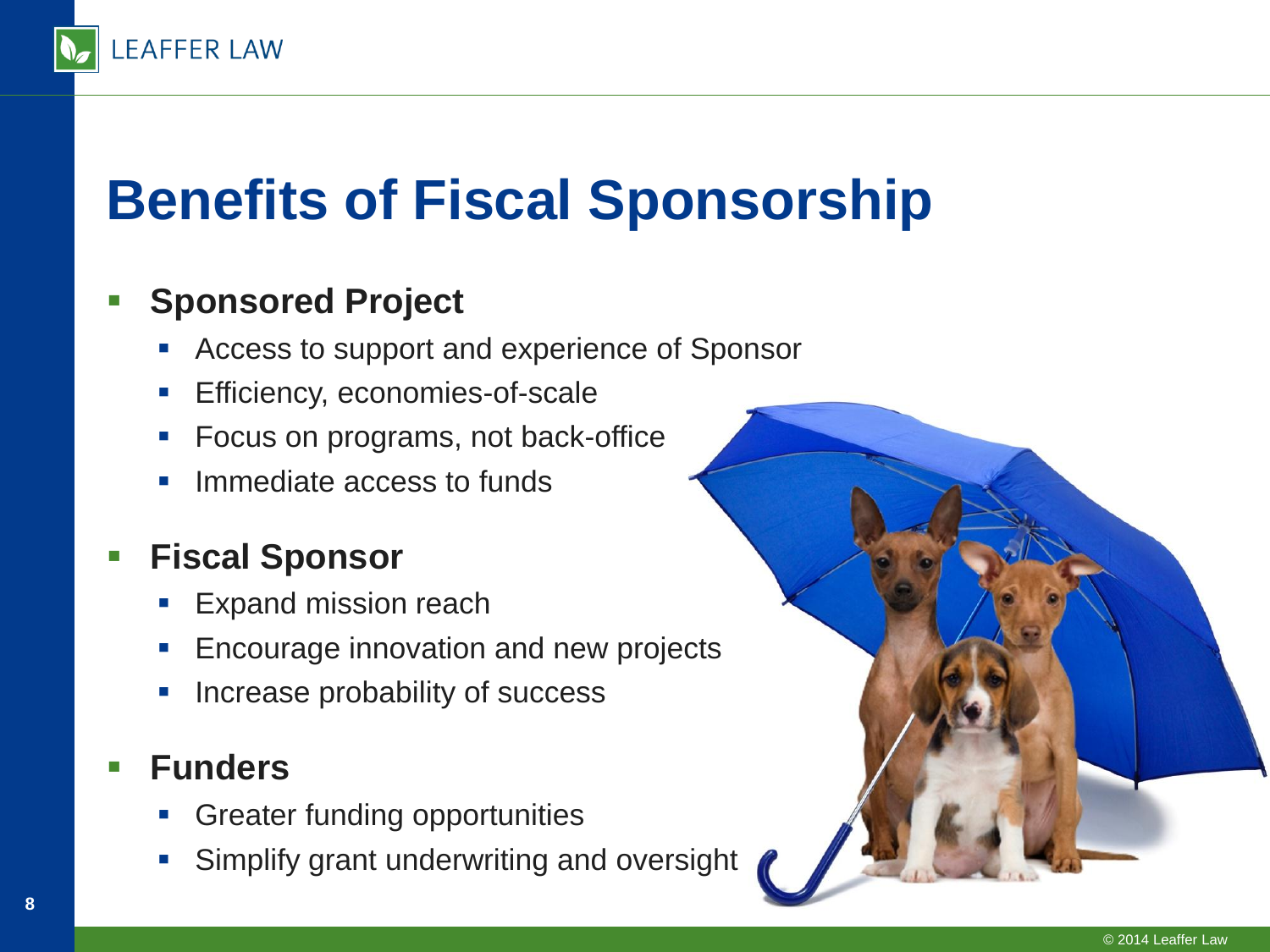# Benefits of Fiscal Sponsorship

- **Sponsored Project**
  - Access to support and experience of Sponsor
  - Efficiency, economies-of-scale
  - Focus on programs, not back-office
  - Immediate access to funds
- **Fiscal Sponsor**
  - Expand mission reach
  - Encourage innovation and new projects
  - Increase probability of success
- **Funders**
  - Greater funding opportunities
  - Simplify grant underwriting and oversight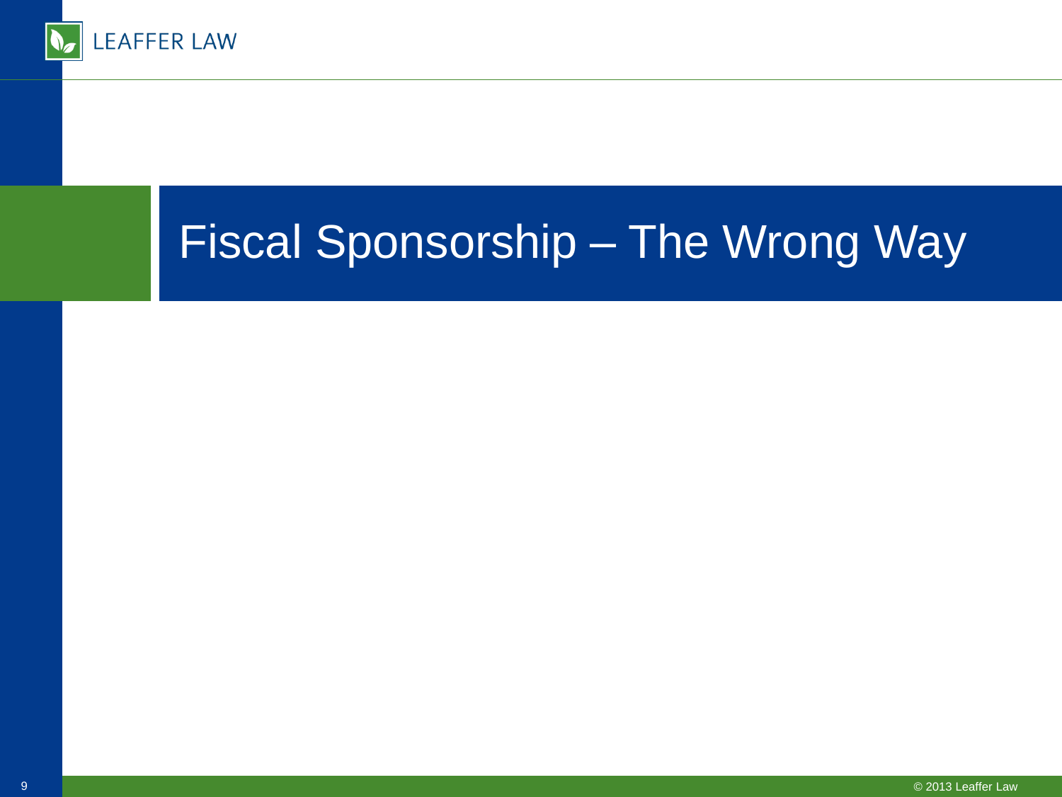# Fiscal Sponsorship – The Wrong Way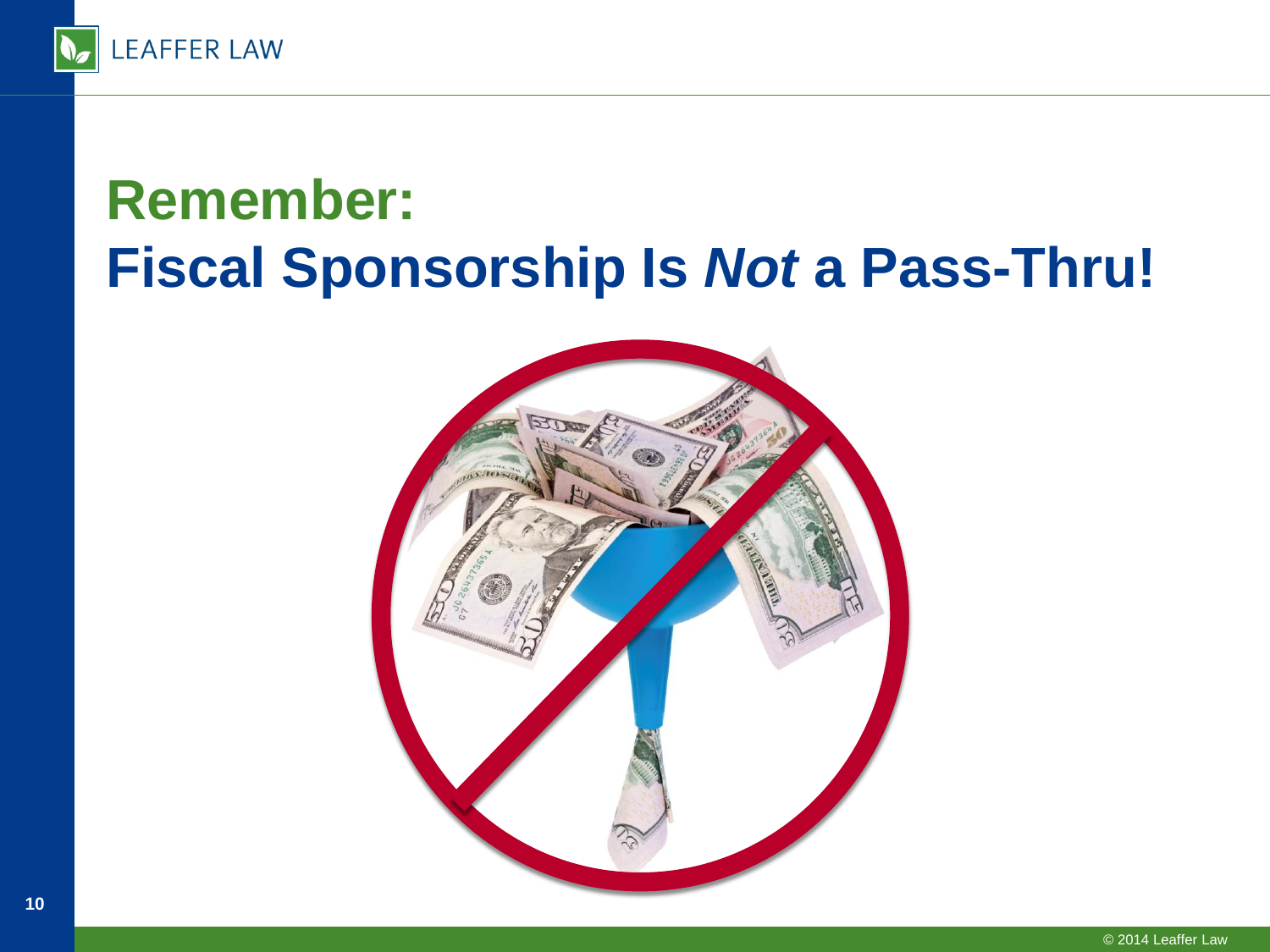# Remember:
# Fiscal Sponsorship Is *Not* a Pass-Thru!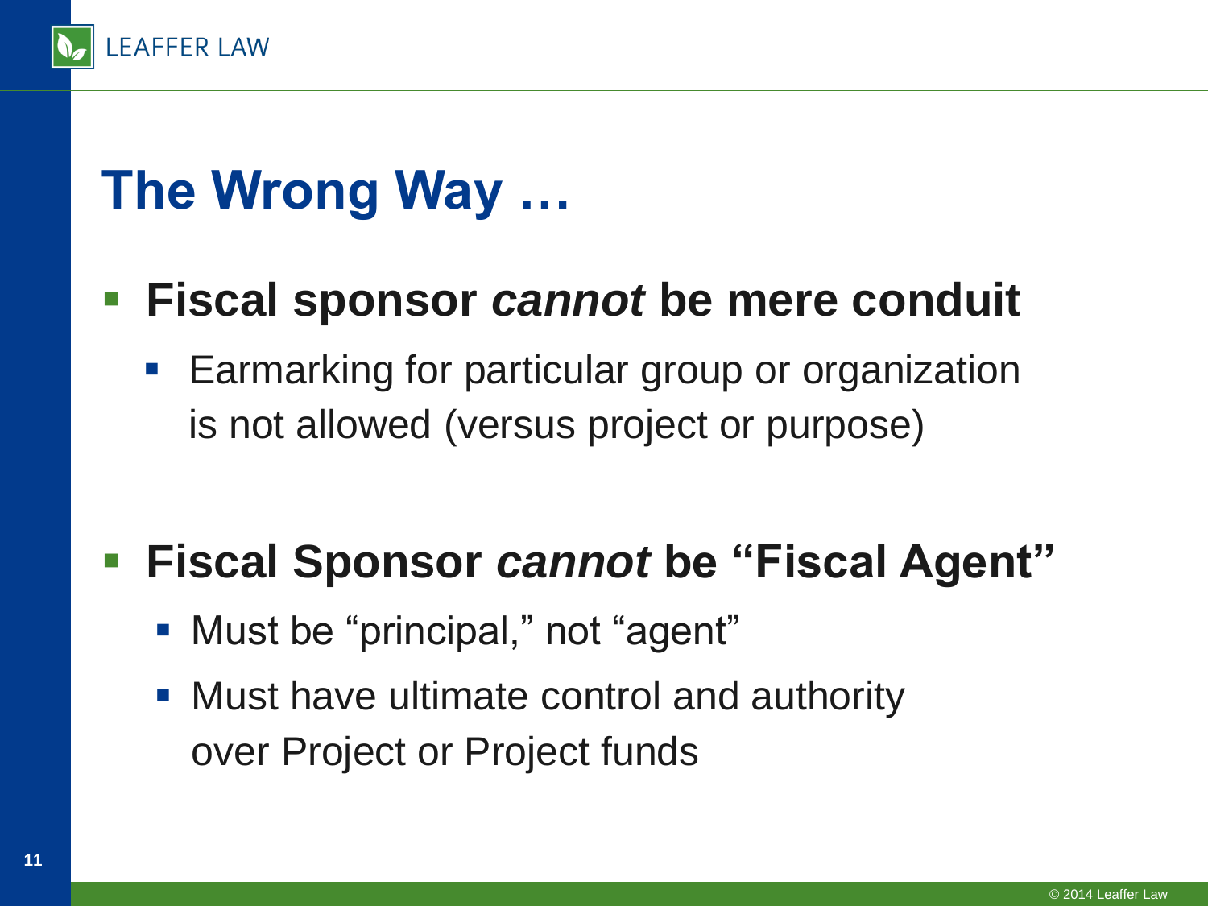# The Wrong Way …

- **Fiscal sponsor *cannot* be mere conduit**
  - Earmarking for particular group or organization is not allowed (versus project or purpose)

- **Fiscal Sponsor *cannot* be "Fiscal Agent"**
  - Must be "principal," not "agent"
  - Must have ultimate control and authority over Project or Project funds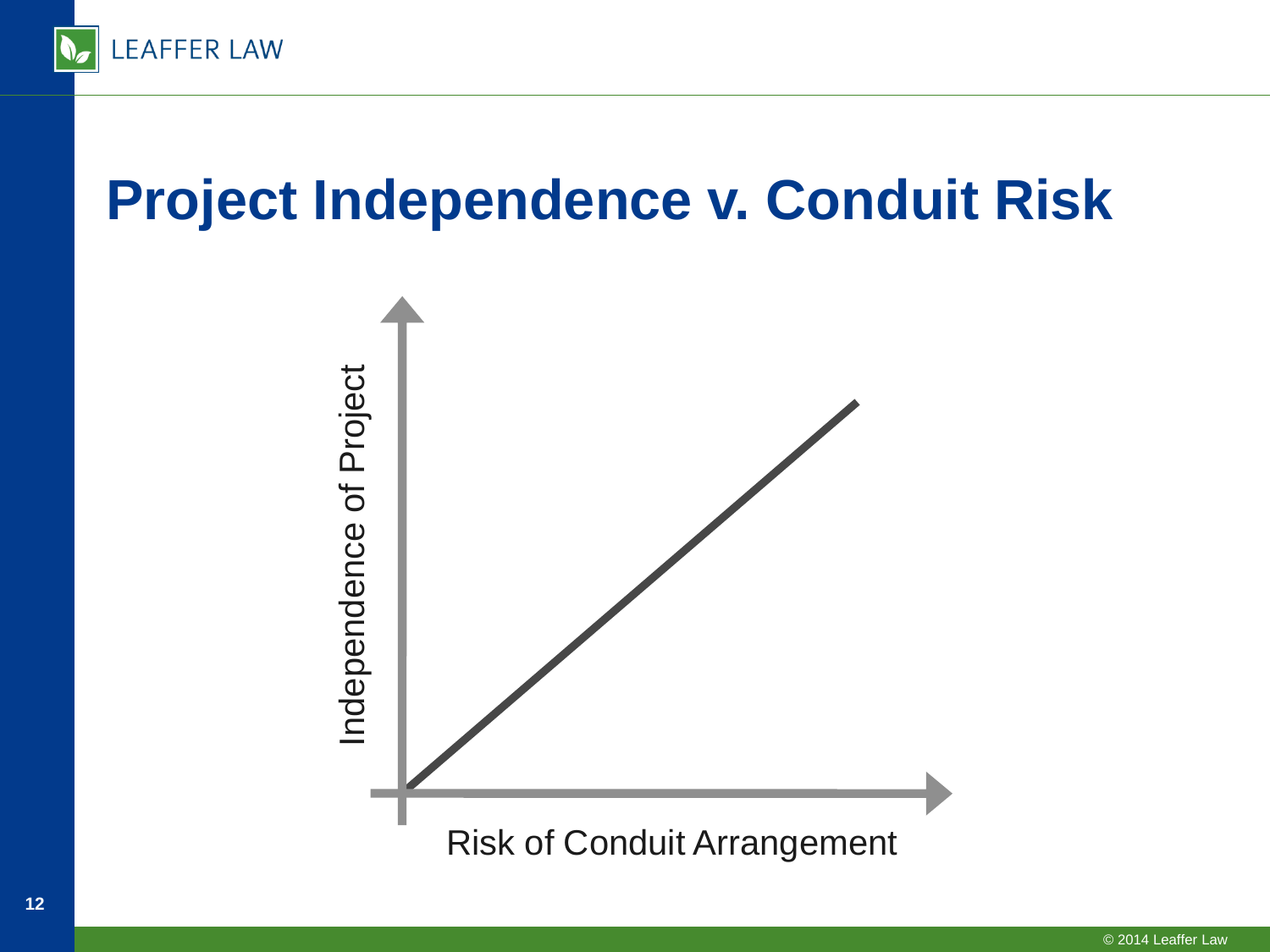# Project Independence v. Conduit Risk

Independence of Project

Risk of Conduit Arrangement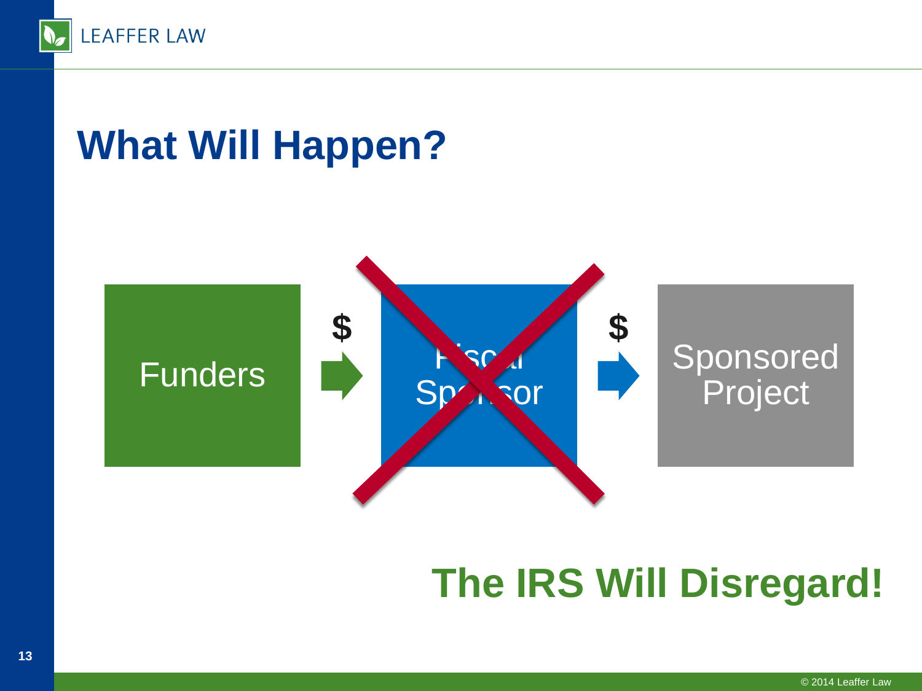# What Will Happen?

Funders → $ → Fiscal Sponsor → $ → Sponsored Project

## The IRS Will Disregard!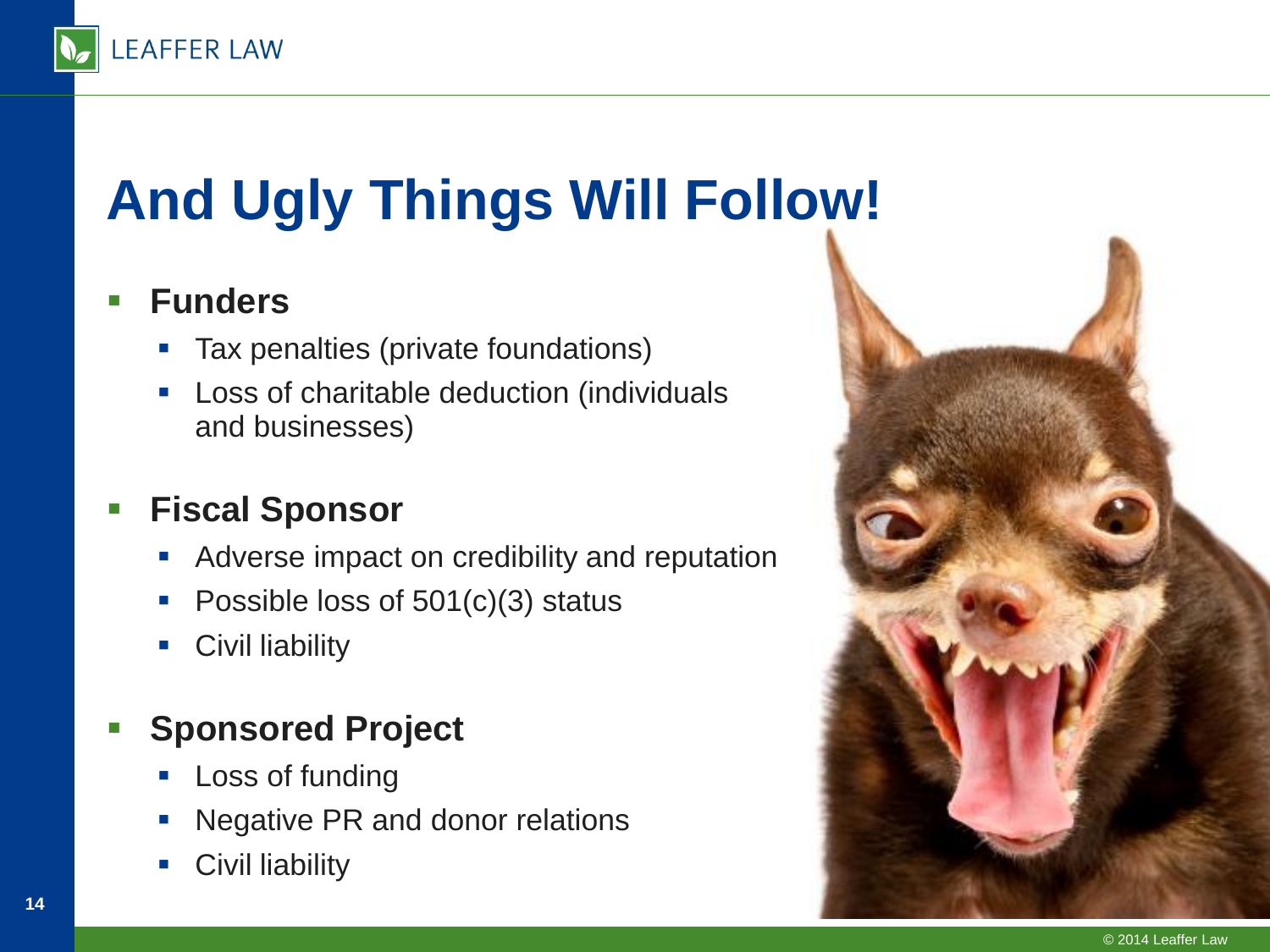# And Ugly Things Will Follow!

- **Funders**
  - Tax penalties (private foundations)
  - Loss of charitable deduction (individuals and businesses)
- **Fiscal Sponsor**
  - Adverse impact on credibility and reputation
  - Possible loss of 501(c)(3) status
  - Civil liability
- **Sponsored Project**
  - Loss of funding
  - Negative PR and donor relations
  - Civil liability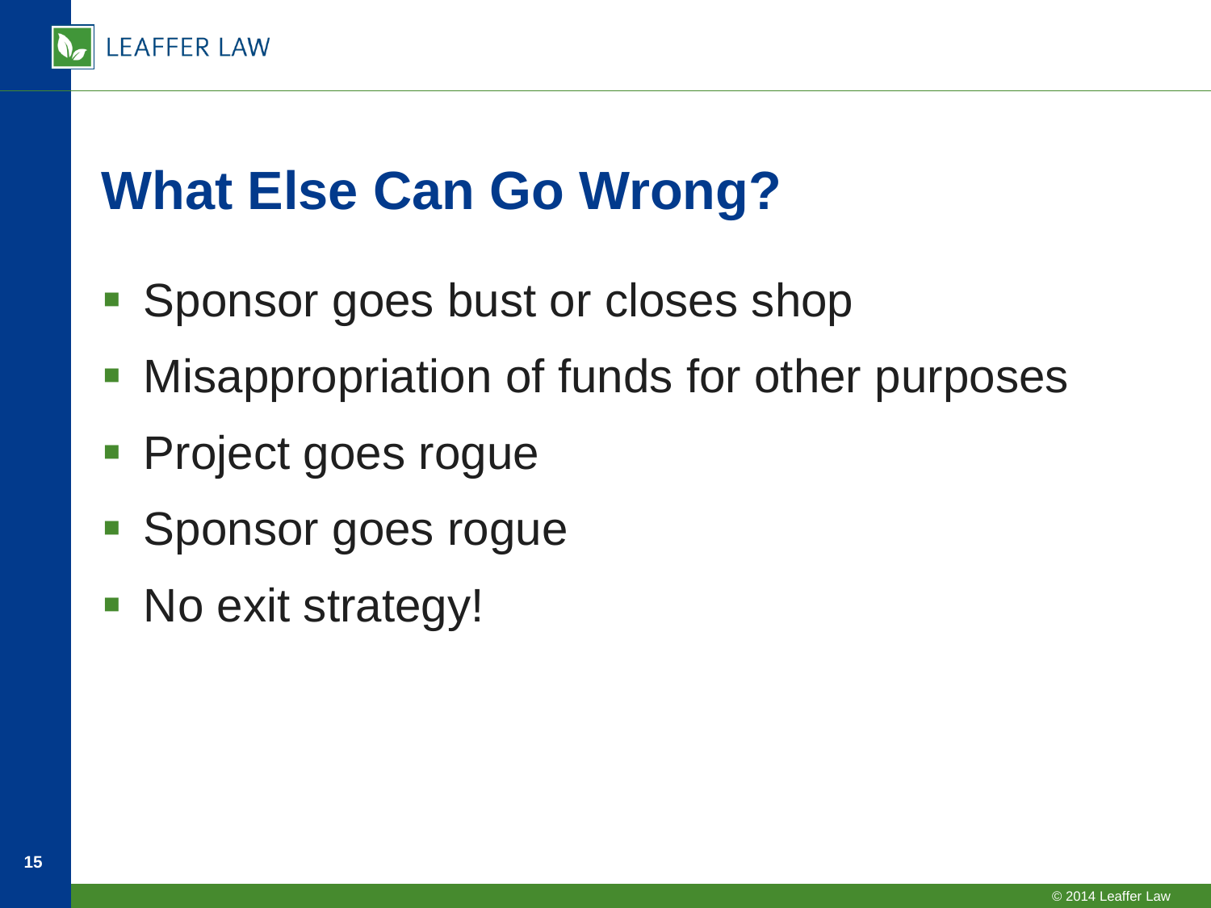# What Else Can Go Wrong?

- Sponsor goes bust or closes shop
- Misappropriation of funds for other purposes
- Project goes rogue
- Sponsor goes rogue
- No exit strategy!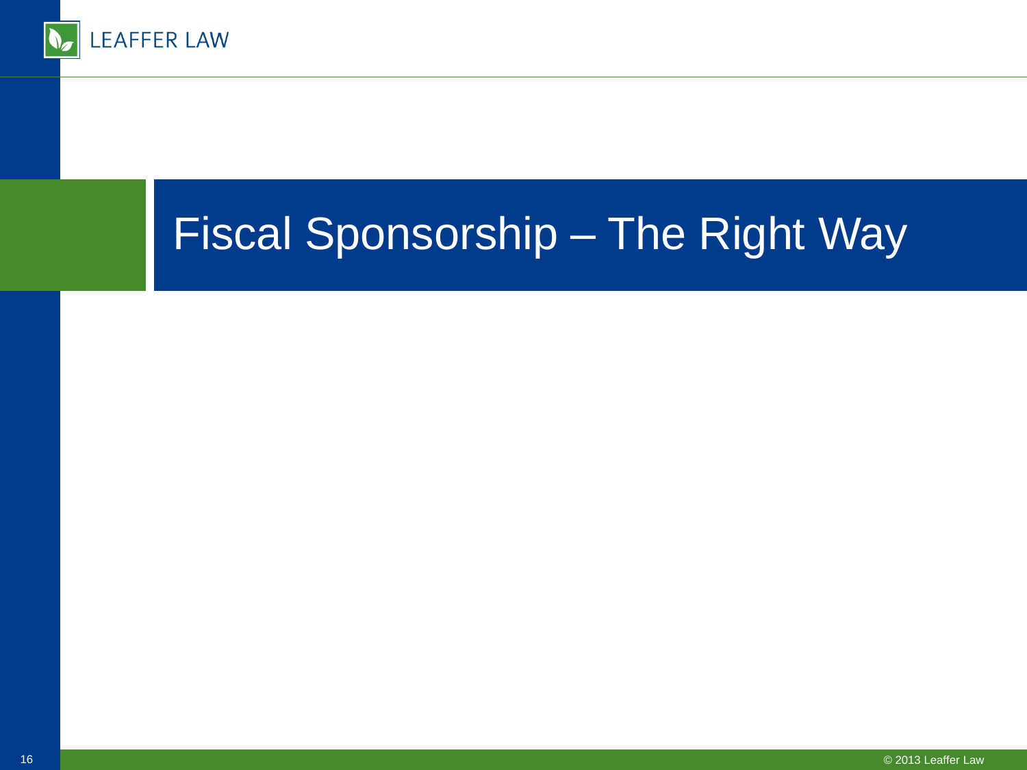# Fiscal Sponsorship – The Right Way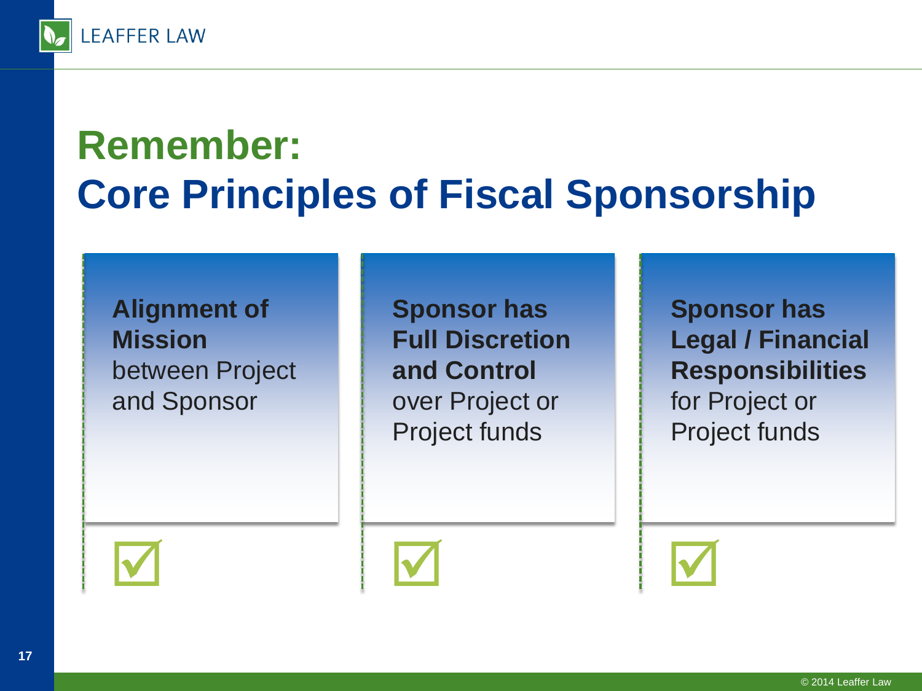# Remember:
# Core Principles of Fiscal Sponsorship

**Alignment of Mission** between Project and Sponsor

☑

**Sponsor has Full Discretion and Control** over Project or Project funds

☑

**Sponsor has Legal / Financial Responsibilities** for Project or Project funds

☑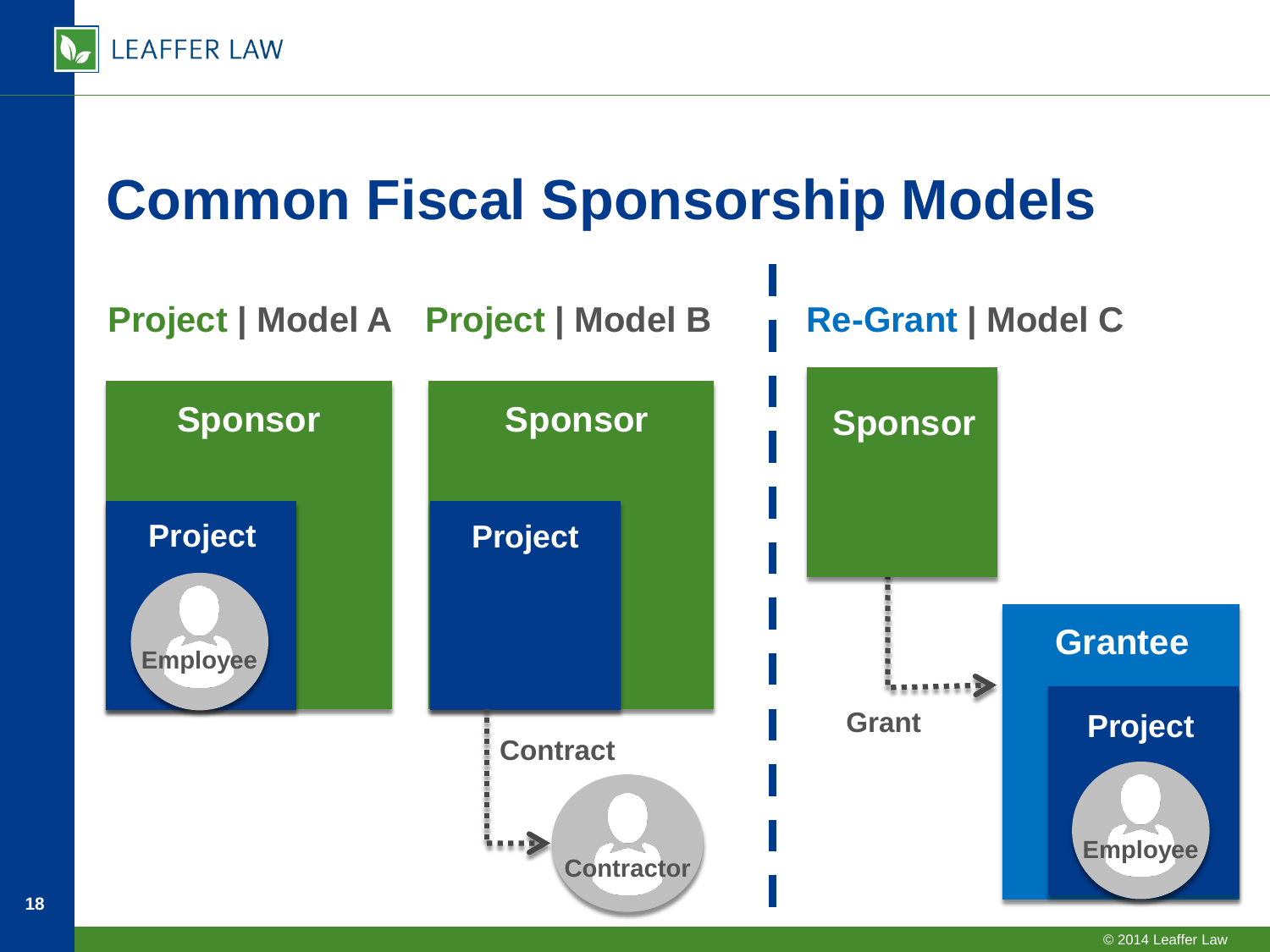# Common Fiscal Sponsorship Models

## Project | Model A

Sponsor

Project

Employee

## Project | Model B

Sponsor

Project

Contract

Contractor

## Re-Grant | Model C

Sponsor

Grant

Grantee

Project

Employee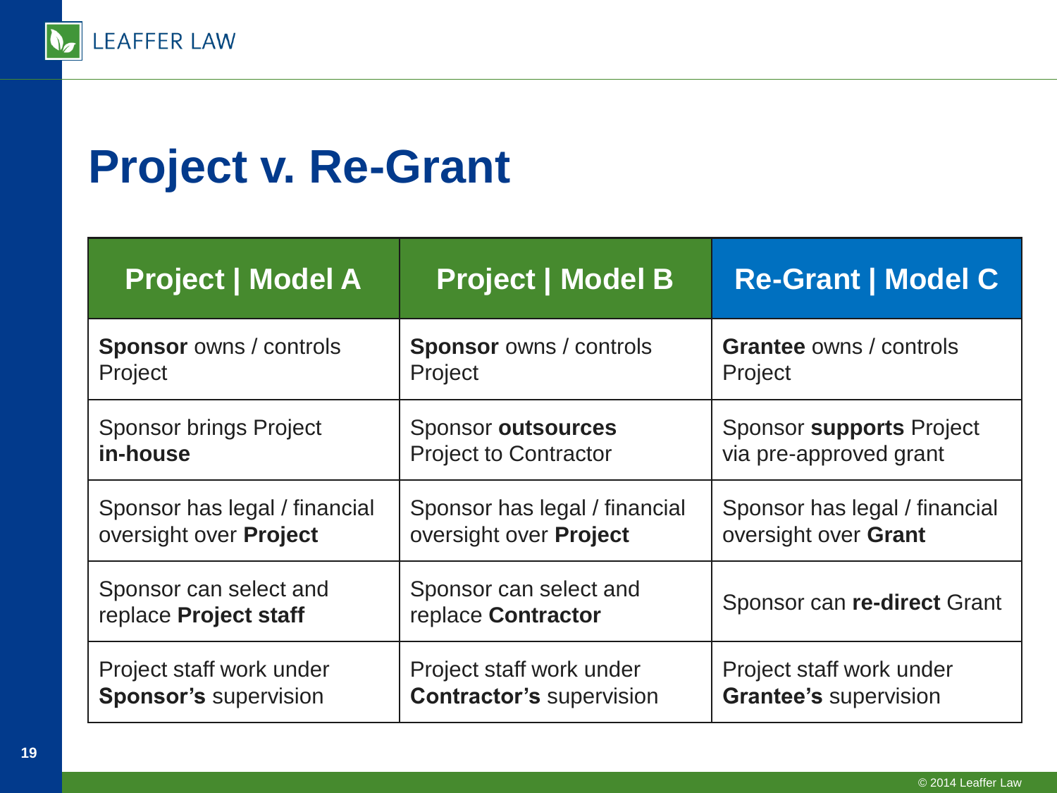# Project v. Re-Grant

| Project \| Model A | Project \| Model B | Re-Grant \| Model C |
|---|---|---|
| **Sponsor** owns / controls Project | **Sponsor** owns / controls Project | **Grantee** owns / controls Project |
| Sponsor brings Project **in-house** | Sponsor **outsources** Project to Contractor | Sponsor **supports** Project via pre-approved grant |
| Sponsor has legal / financial oversight over **Project** | Sponsor has legal / financial oversight over **Project** | Sponsor has legal / financial oversight over **Grant** |
| Sponsor can select and replace **Project staff** | Sponsor can select and replace **Contractor** | Sponsor can **re-direct** Grant |
| Project staff work under **Sponsor's** supervision | Project staff work under **Contractor's** supervision | Project staff work under **Grantee's** supervision |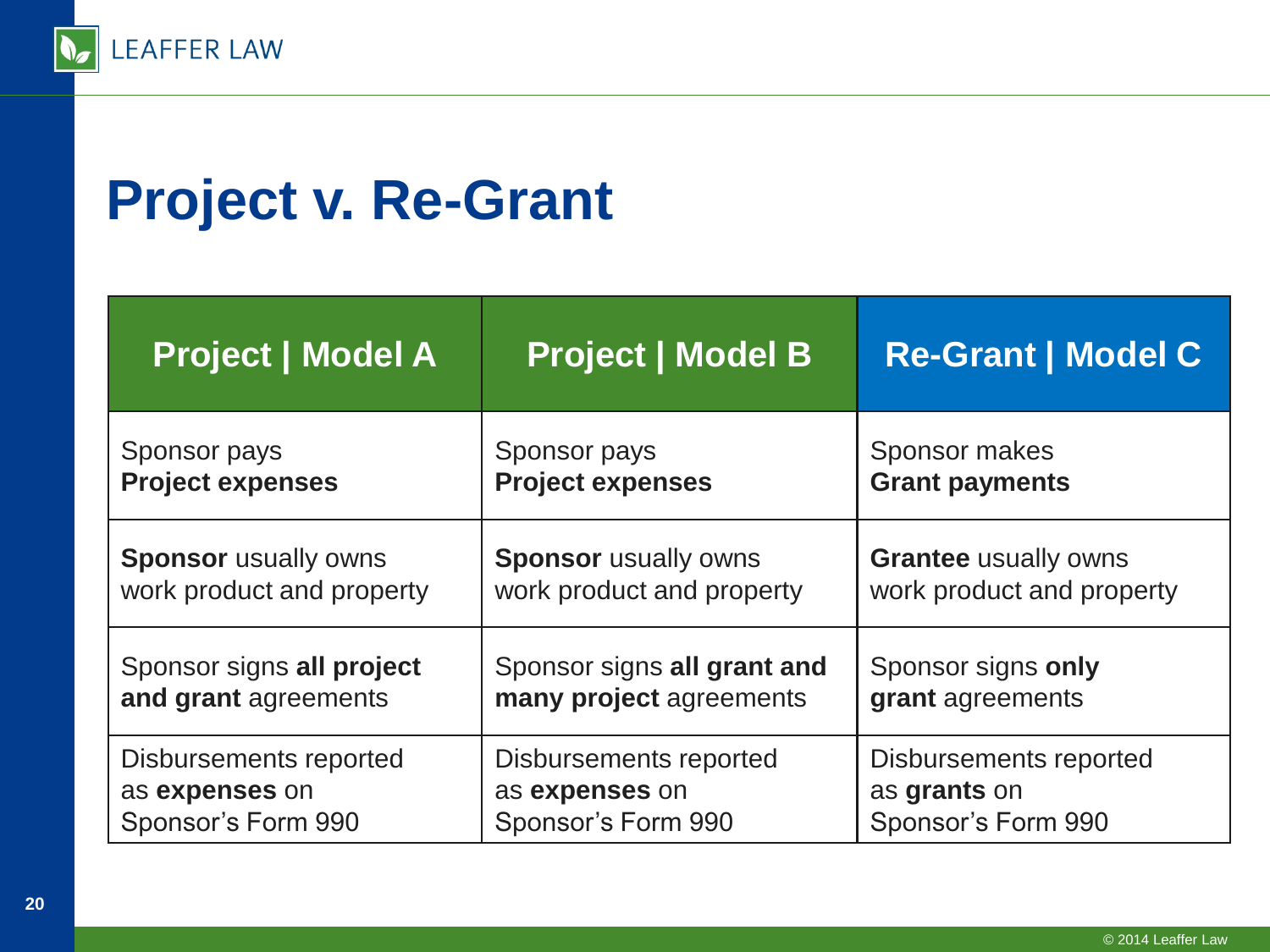# Project v. Re-Grant

| Project \| Model A | Project \| Model B | Re-Grant \| Model C |
|---|---|---|
| Sponsor pays **Project expenses** | Sponsor pays **Project expenses** | Sponsor makes **Grant payments** |
| **Sponsor** usually owns work product and property | **Sponsor** usually owns work product and property | **Grantee** usually owns work product and property |
| Sponsor signs **all project and grant** agreements | Sponsor signs **all grant and many project** agreements | Sponsor signs **only grant** agreements |
| Disbursements reported as **expenses** on Sponsor's Form 990 | Disbursements reported as **expenses** on Sponsor's Form 990 | Disbursements reported as **grants** on Sponsor's Form 990 |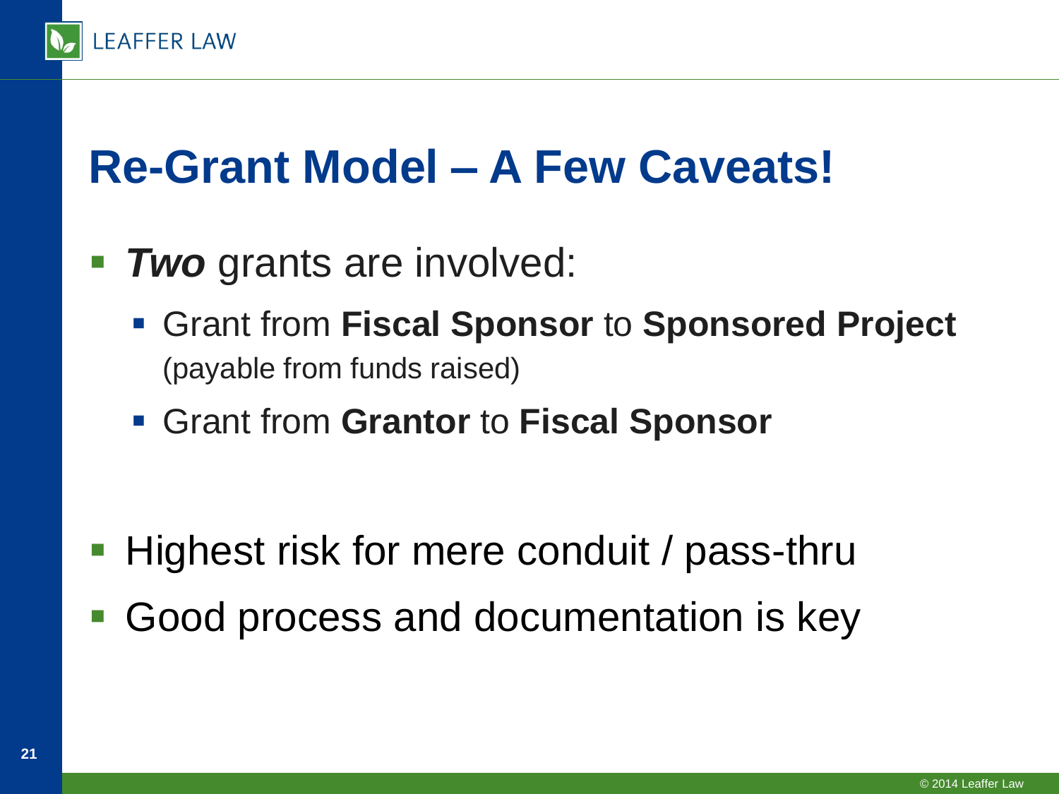# Re-Grant Model – A Few Caveats!

- ***Two*** grants are involved:
  - Grant from **Fiscal Sponsor** to **Sponsored Project** (payable from funds raised)
  - Grant from **Grantor** to **Fiscal Sponsor**

- Highest risk for mere conduit / pass-thru
- Good process and documentation is key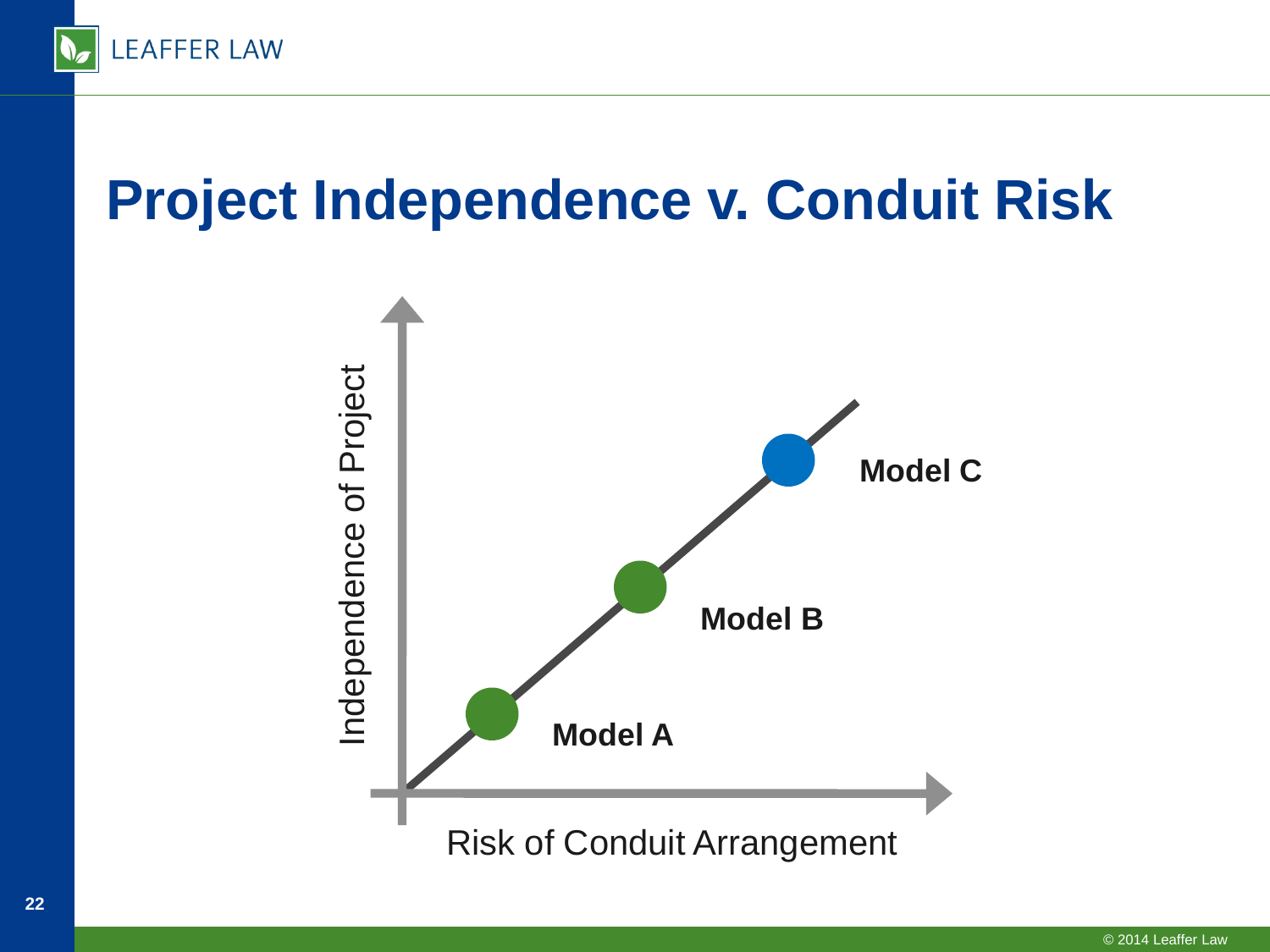# Project Independence v. Conduit Risk

Independence of Project

Model C

Model B

Model A

Risk of Conduit Arrangement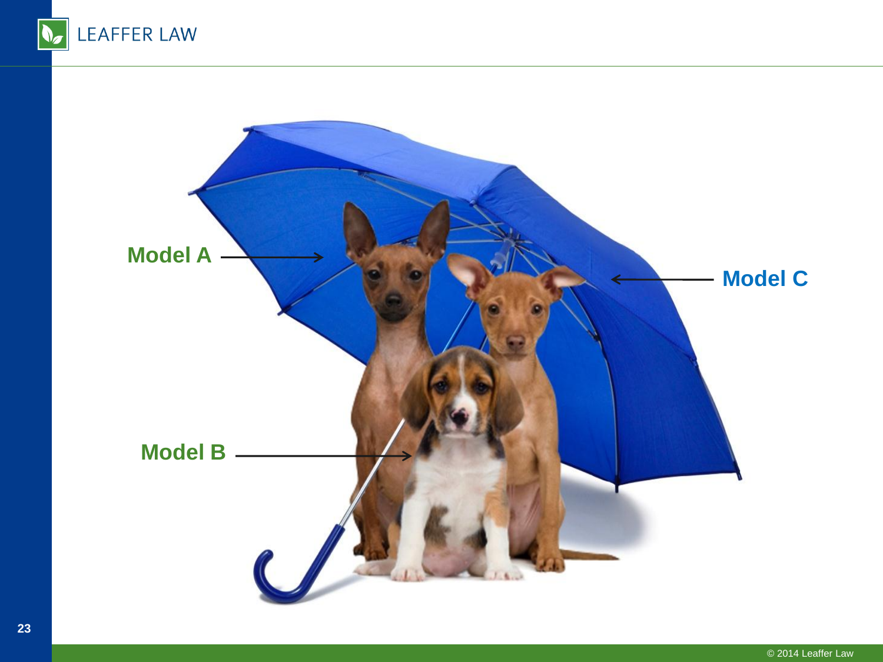Model A

Model B

Model C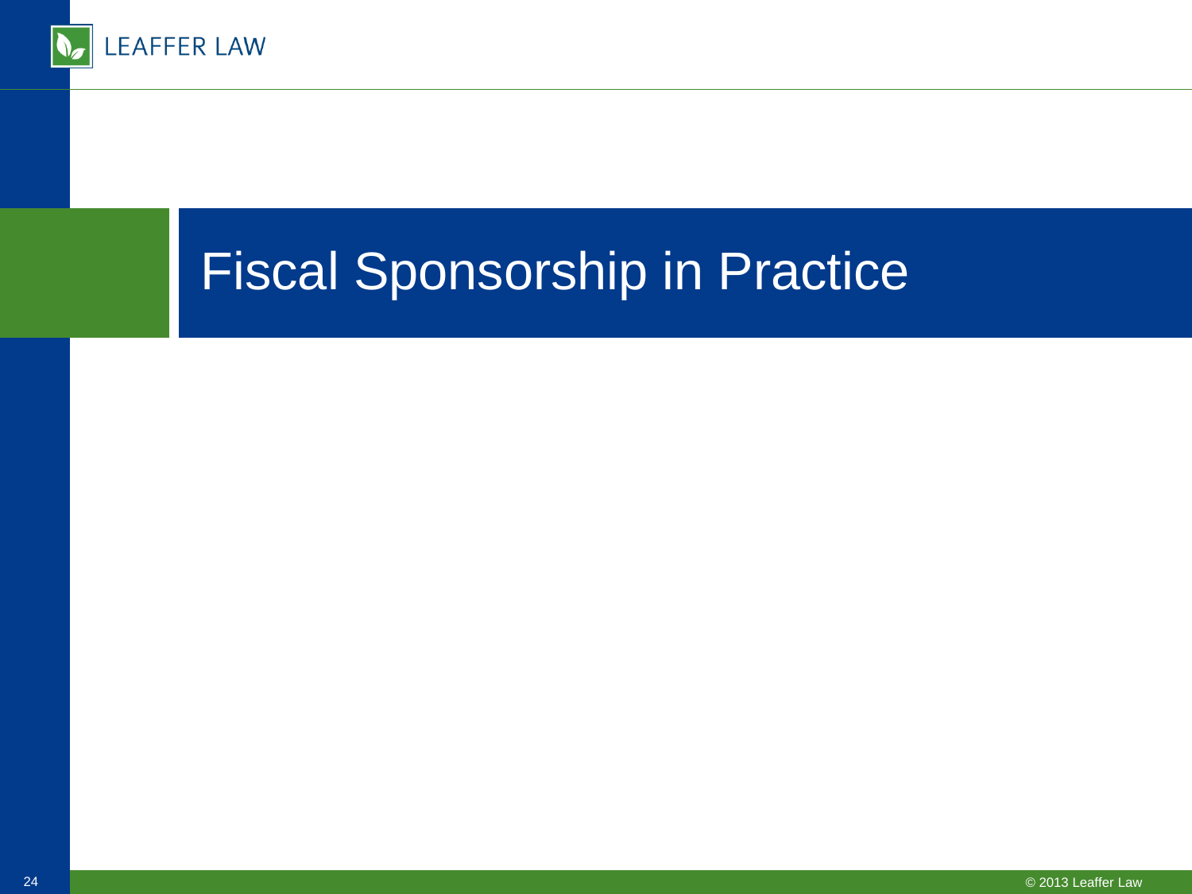# Fiscal Sponsorship in Practice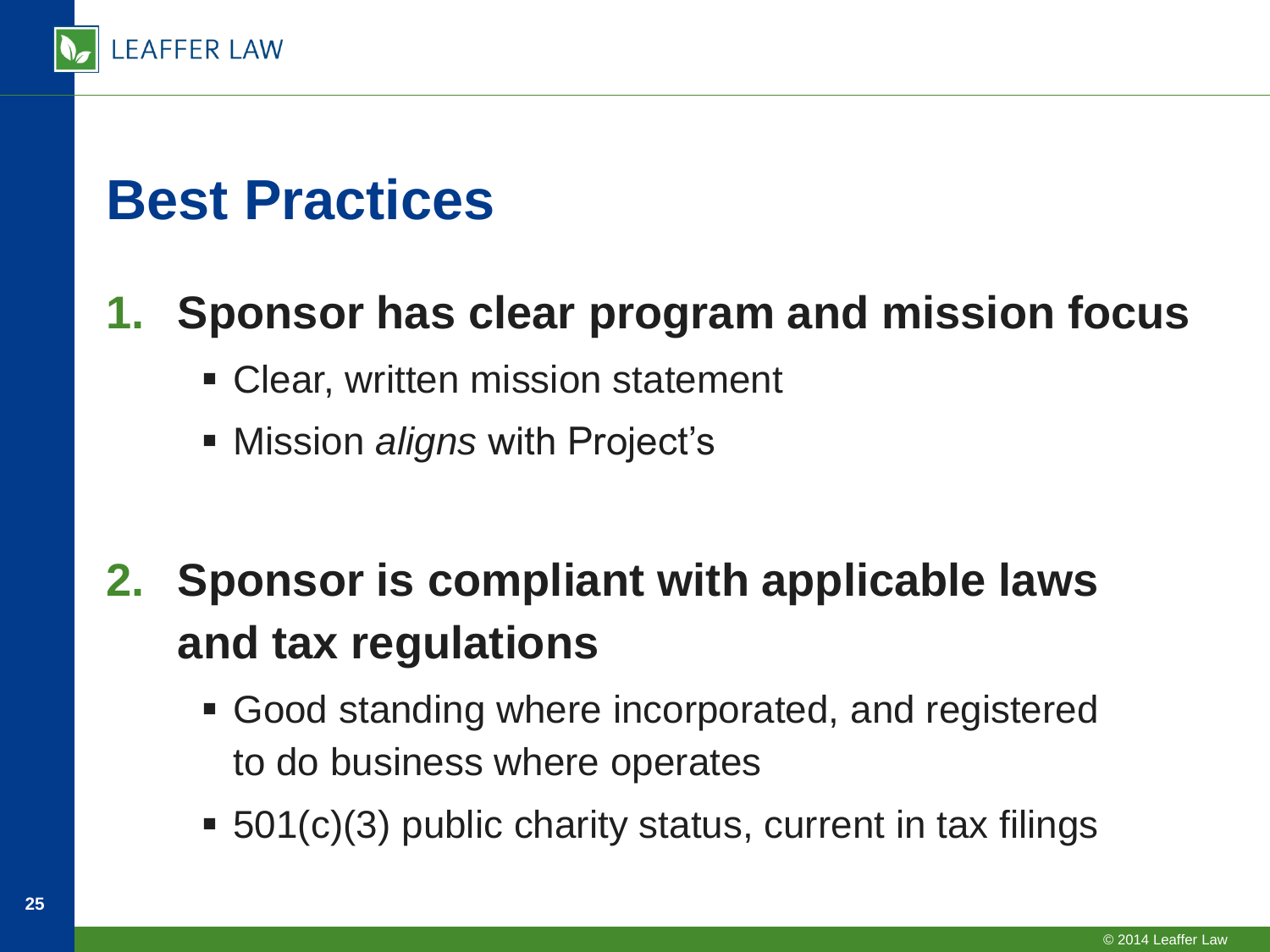# Best Practices

1. **Sponsor has clear program and mission focus**
   - Clear, written mission statement
   - Mission *aligns* with Project's

2. **Sponsor is compliant with applicable laws and tax regulations**
   - Good standing where incorporated, and registered to do business where operates
   - 501(c)(3) public charity status, current in tax filings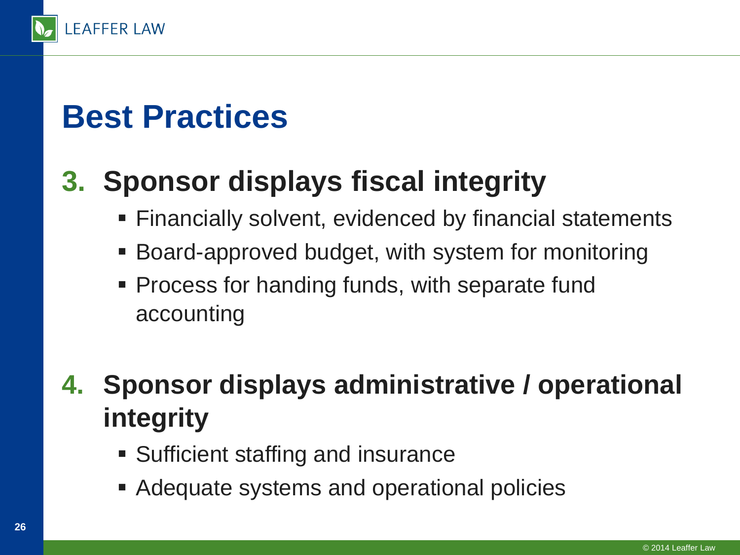# Best Practices

3. **Sponsor displays fiscal integrity**
   - Financially solvent, evidenced by financial statements
   - Board-approved budget, with system for monitoring
   - Process for handing funds, with separate fund accounting

4. **Sponsor displays administrative / operational integrity**
   - Sufficient staffing and insurance
   - Adequate systems and operational policies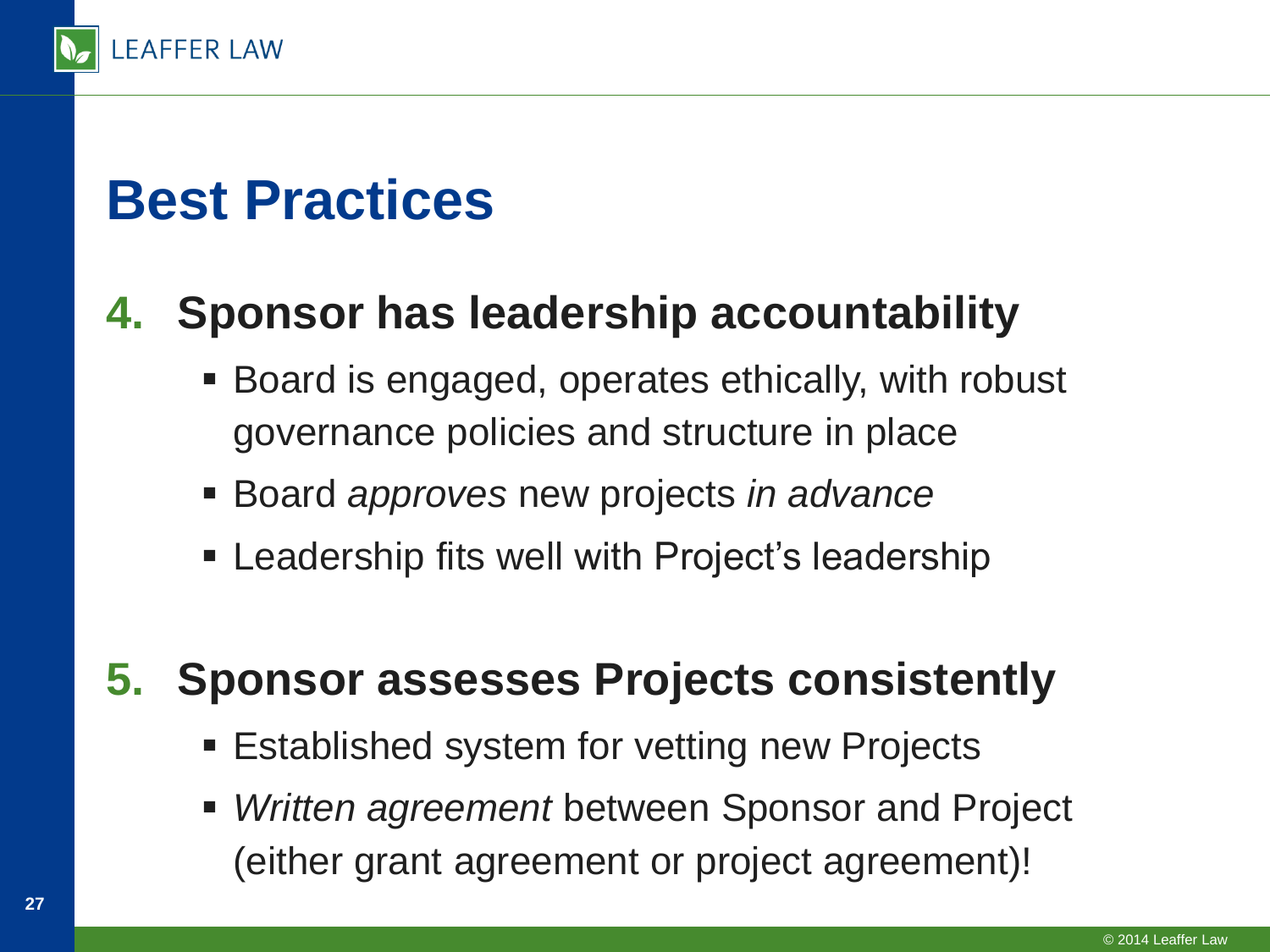# Best Practices

4. **Sponsor has leadership accountability**
   - Board is engaged, operates ethically, with robust governance policies and structure in place
   - Board *approves* new projects *in advance*
   - Leadership fits well with Project's leadership

5. **Sponsor assesses Projects consistently**
   - Established system for vetting new Projects
   - *Written agreement* between Sponsor and Project (either grant agreement or project agreement)!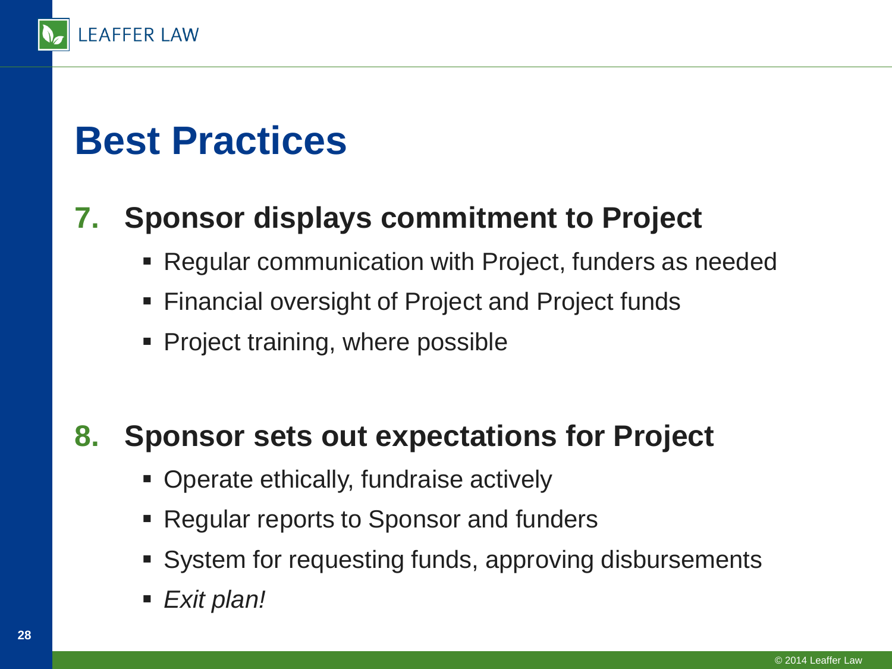# Best Practices

7. **Sponsor displays commitment to Project**
   - Regular communication with Project, funders as needed
   - Financial oversight of Project and Project funds
   - Project training, where possible

8. **Sponsor sets out expectations for Project**
   - Operate ethically, fundraise actively
   - Regular reports to Sponsor and funders
   - System for requesting funds, approving disbursements
   - *Exit plan!*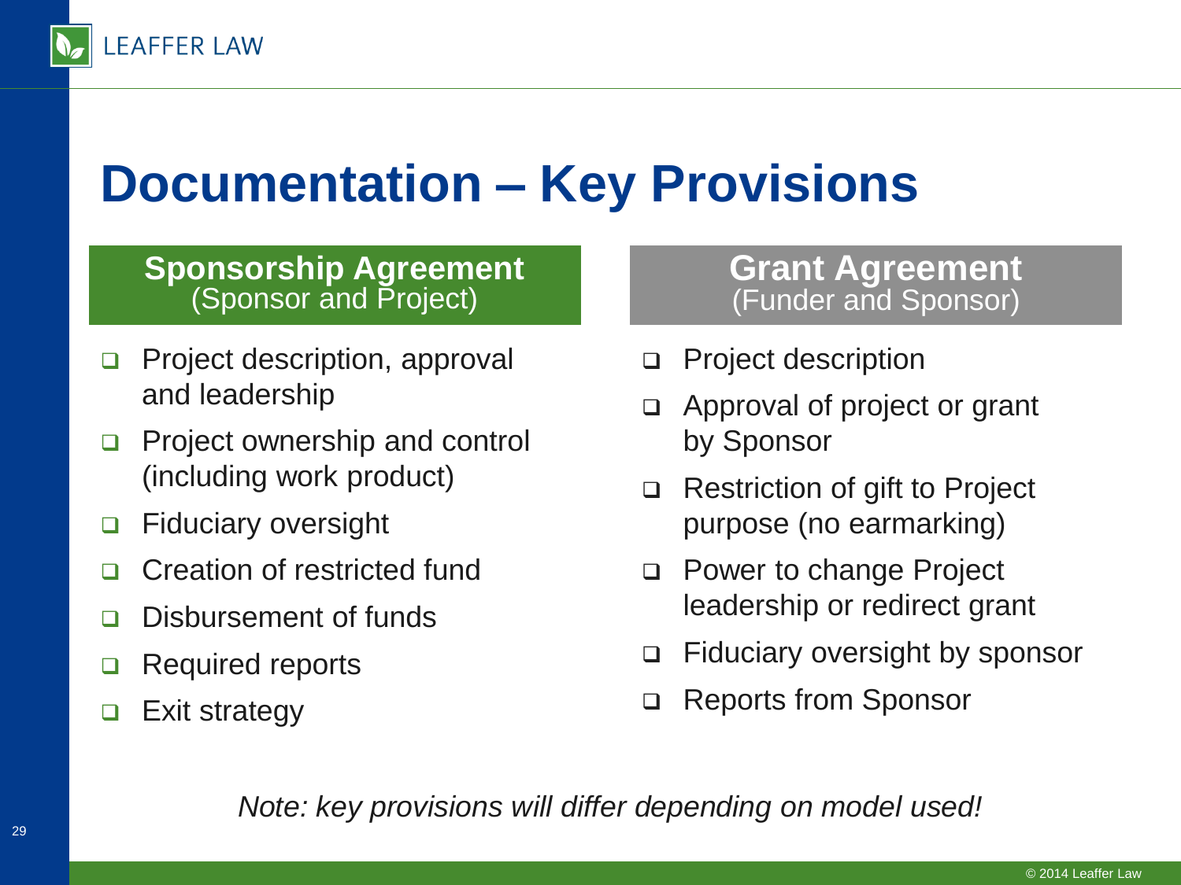# Documentation – Key Provisions

## Sponsorship Agreement
(Sponsor and Project)

- Project description, approval and leadership
- Project ownership and control (including work product)
- Fiduciary oversight
- Creation of restricted fund
- Disbursement of funds
- Required reports
- Exit strategy

## Grant Agreement
(Funder and Sponsor)

- Project description
- Approval of project or grant by Sponsor
- Restriction of gift to Project purpose (no earmarking)
- Power to change Project leadership or redirect grant
- Fiduciary oversight by sponsor
- Reports from Sponsor

*Note: key provisions will differ depending on model used!*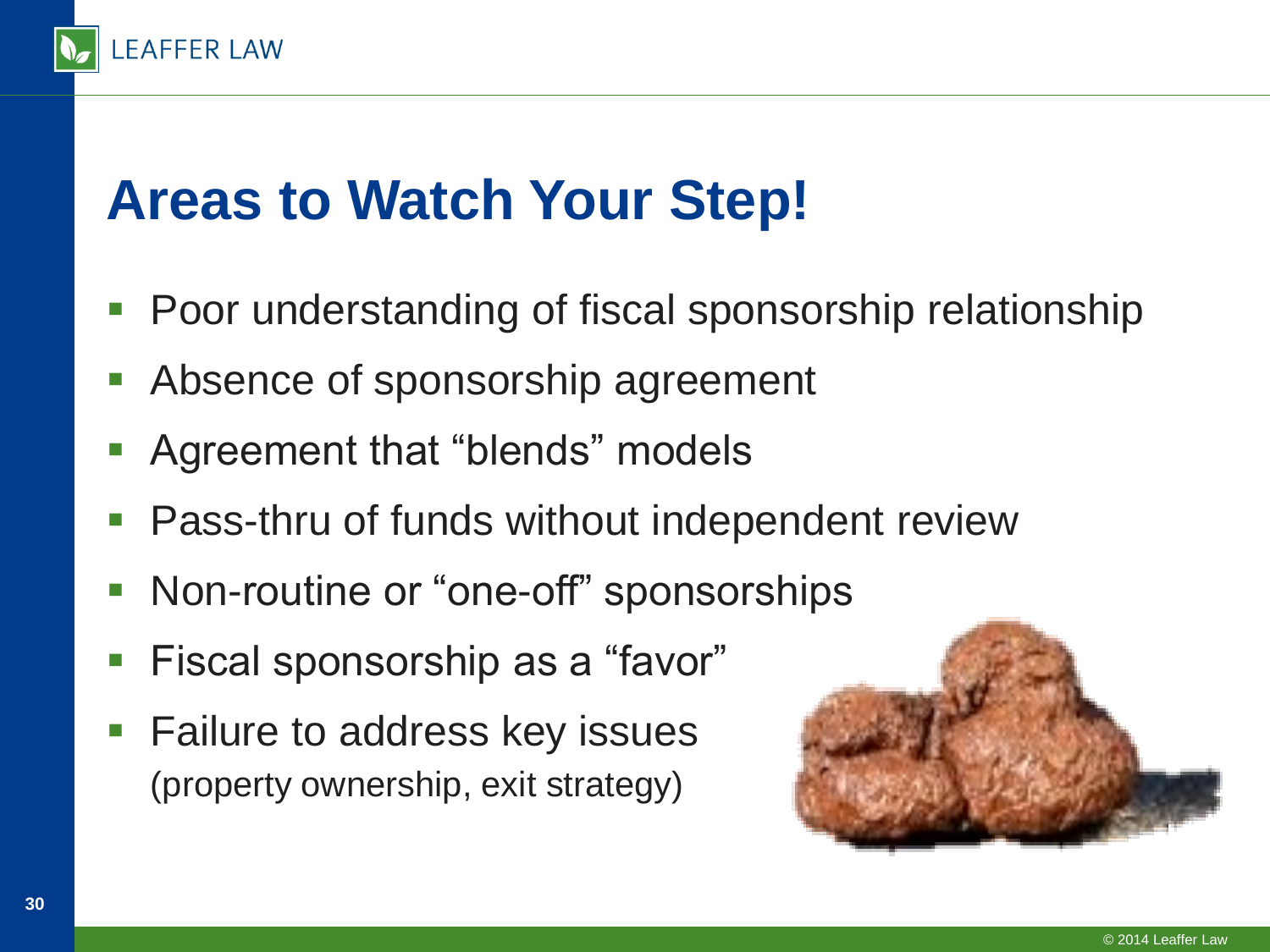# Areas to Watch Your Step!

- Poor understanding of fiscal sponsorship relationship
- Absence of sponsorship agreement
- Agreement that "blends" models
- Pass-thru of funds without independent review
- Non-routine or "one-off" sponsorships
- Fiscal sponsorship as a "favor"
- Failure to address key issues (property ownership, exit strategy)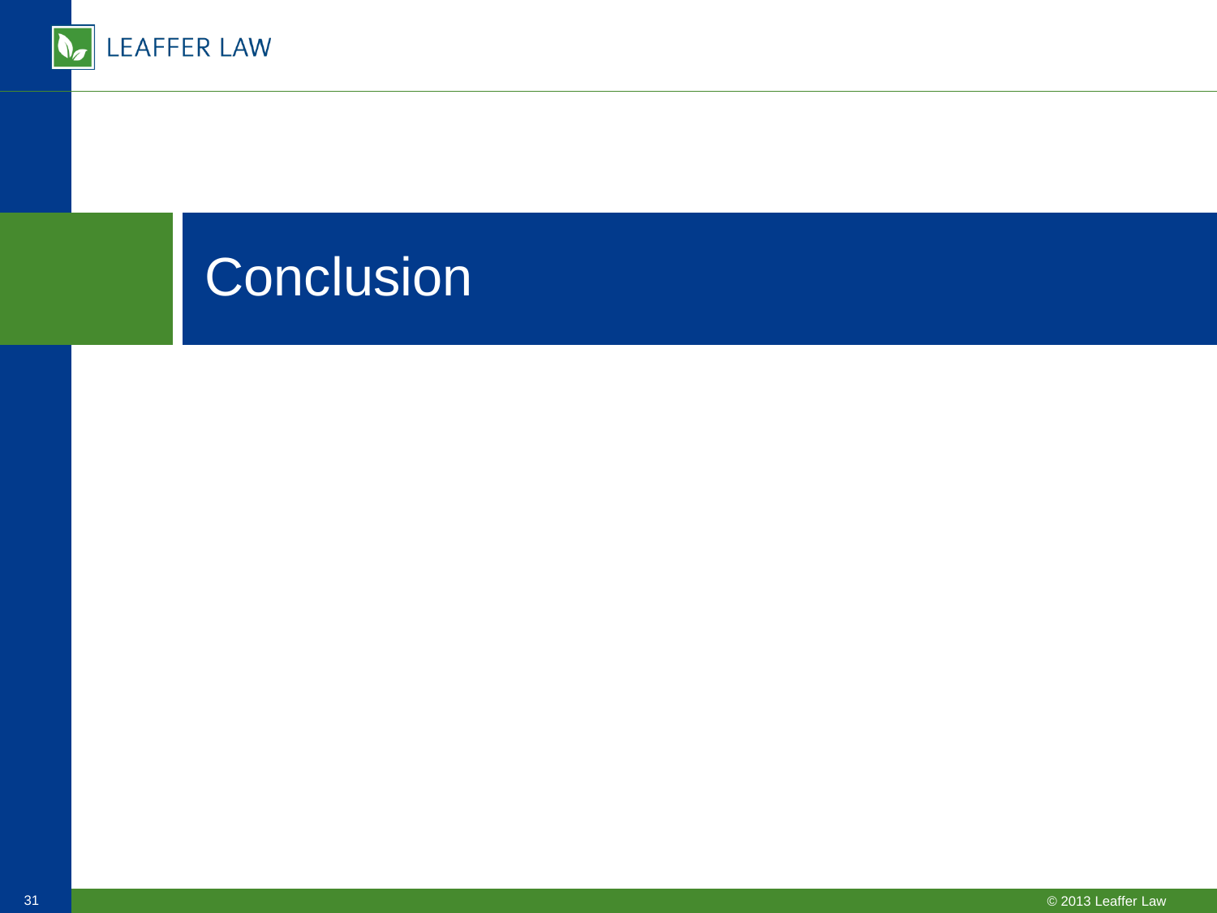# Conclusion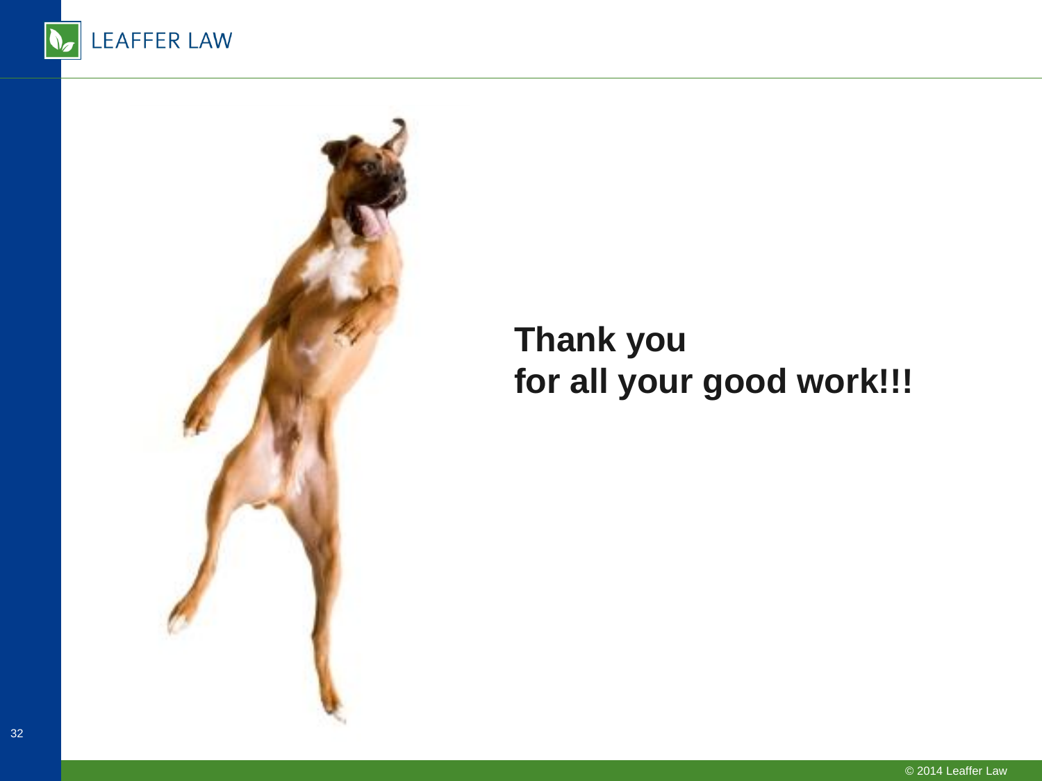**Thank you**
**for all your good work!!!**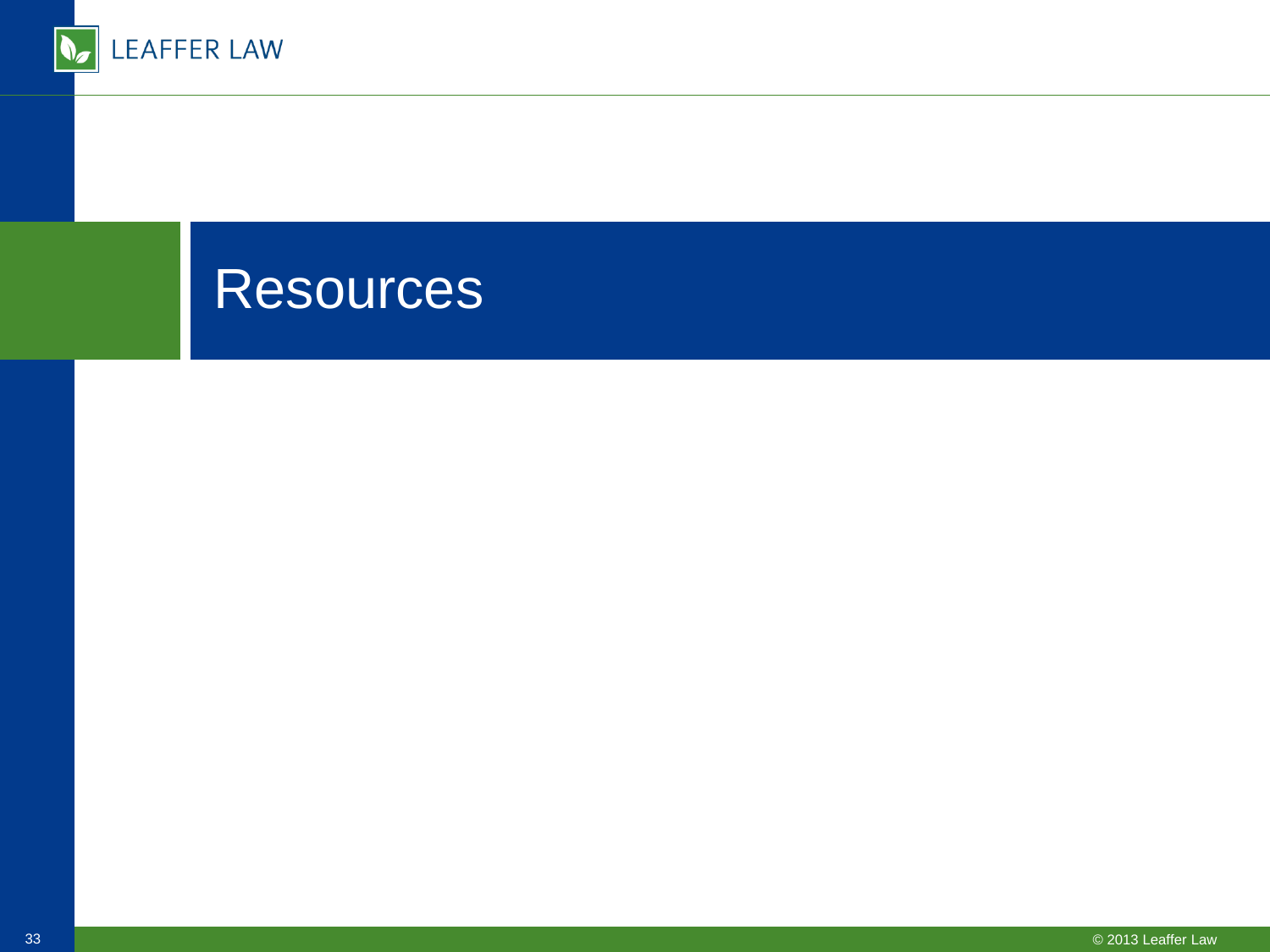# Resources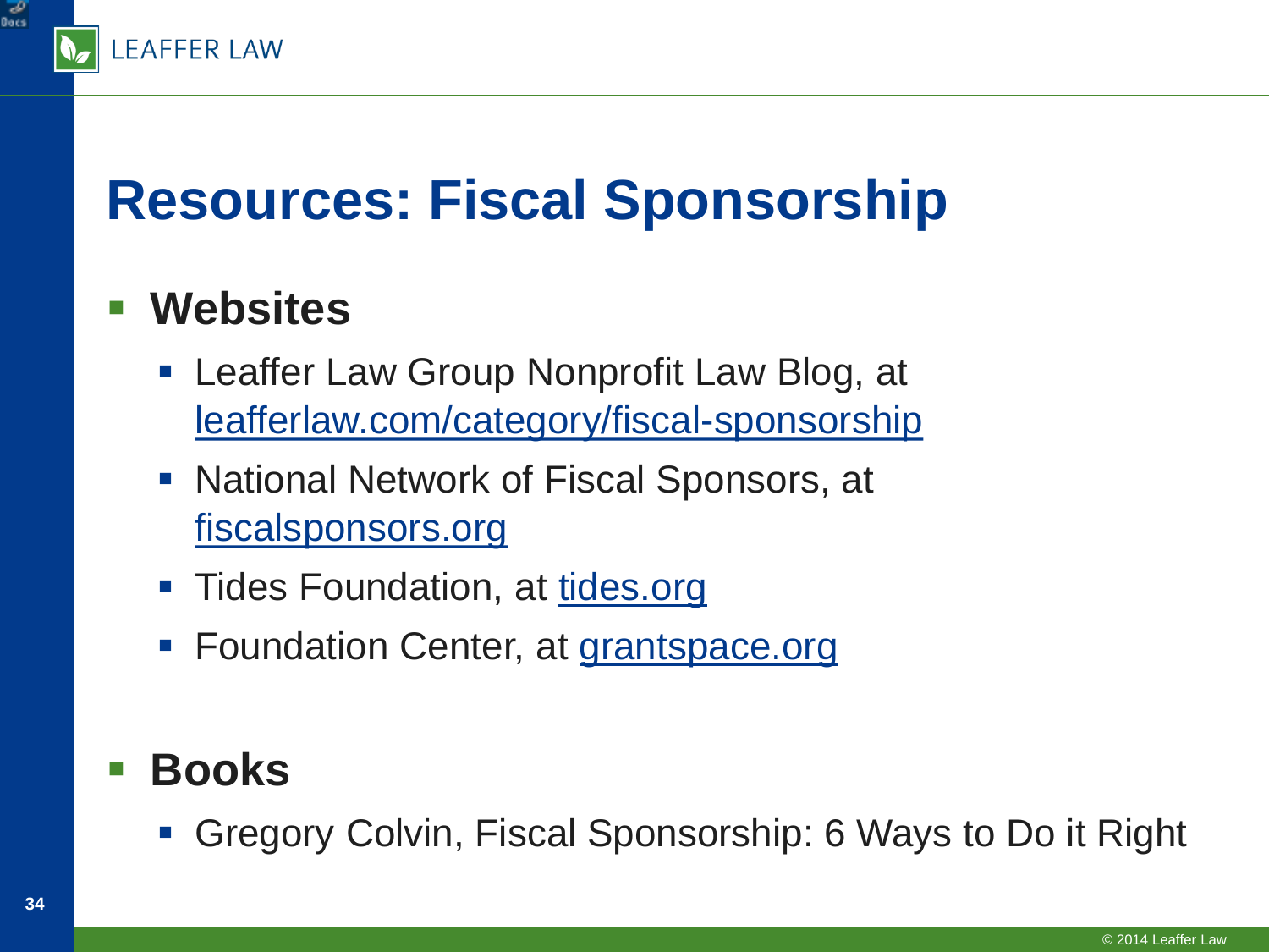# Resources: Fiscal Sponsorship

- **Websites**
  - Leaffer Law Group Nonprofit Law Blog, at leafferlaw.com/category/fiscal-sponsorship
  - National Network of Fiscal Sponsors, at fiscalsponsors.org
  - Tides Foundation, at tides.org
  - Foundation Center, at grantspace.org

- **Books**
  - Gregory Colvin, Fiscal Sponsorship: 6 Ways to Do it Right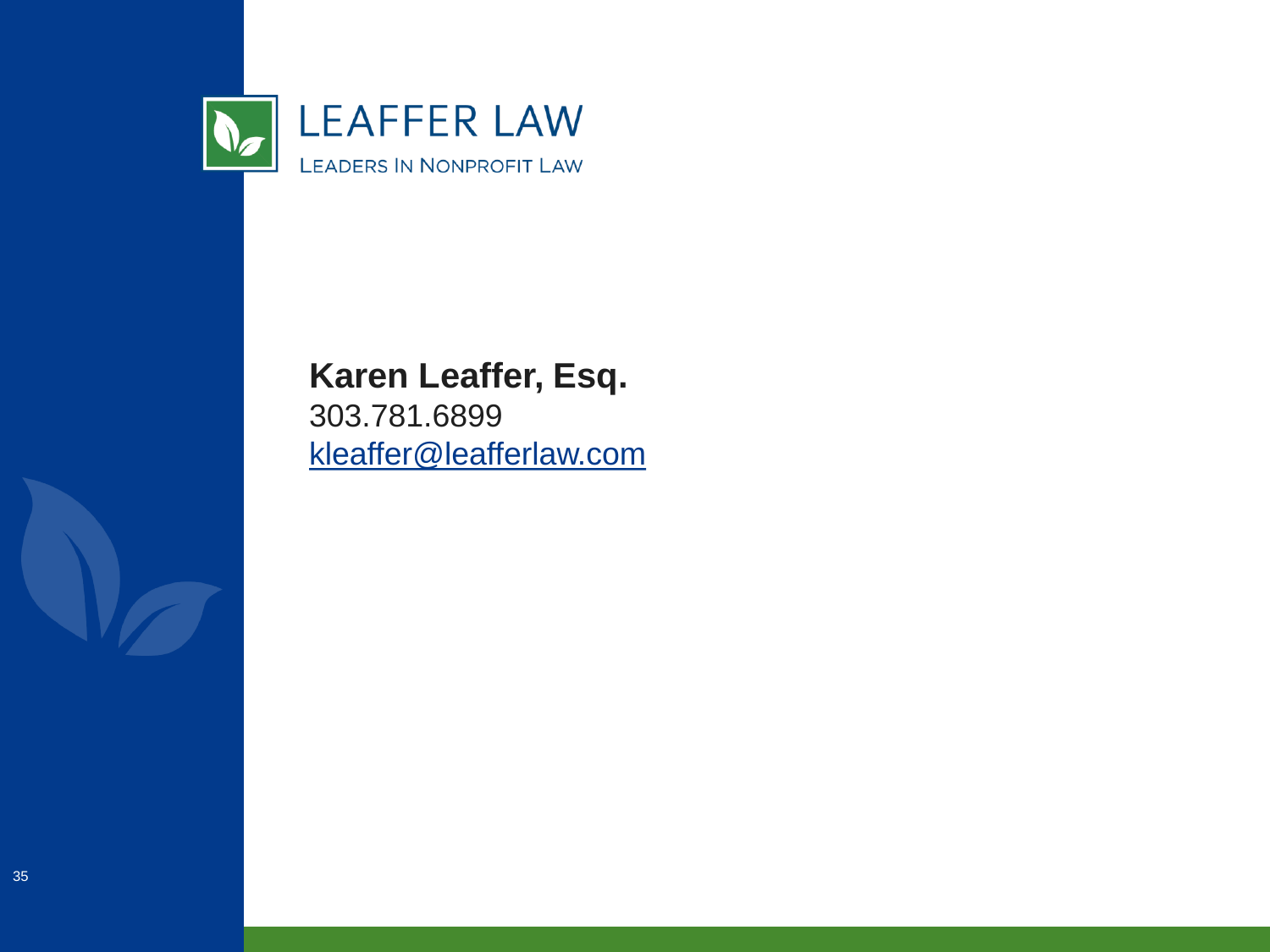LEAFFER LAW

LEADERS IN NONPROFIT LAW

**Karen Leaffer, Esq.**
303.781.6899
kleaffer@leafferlaw.com